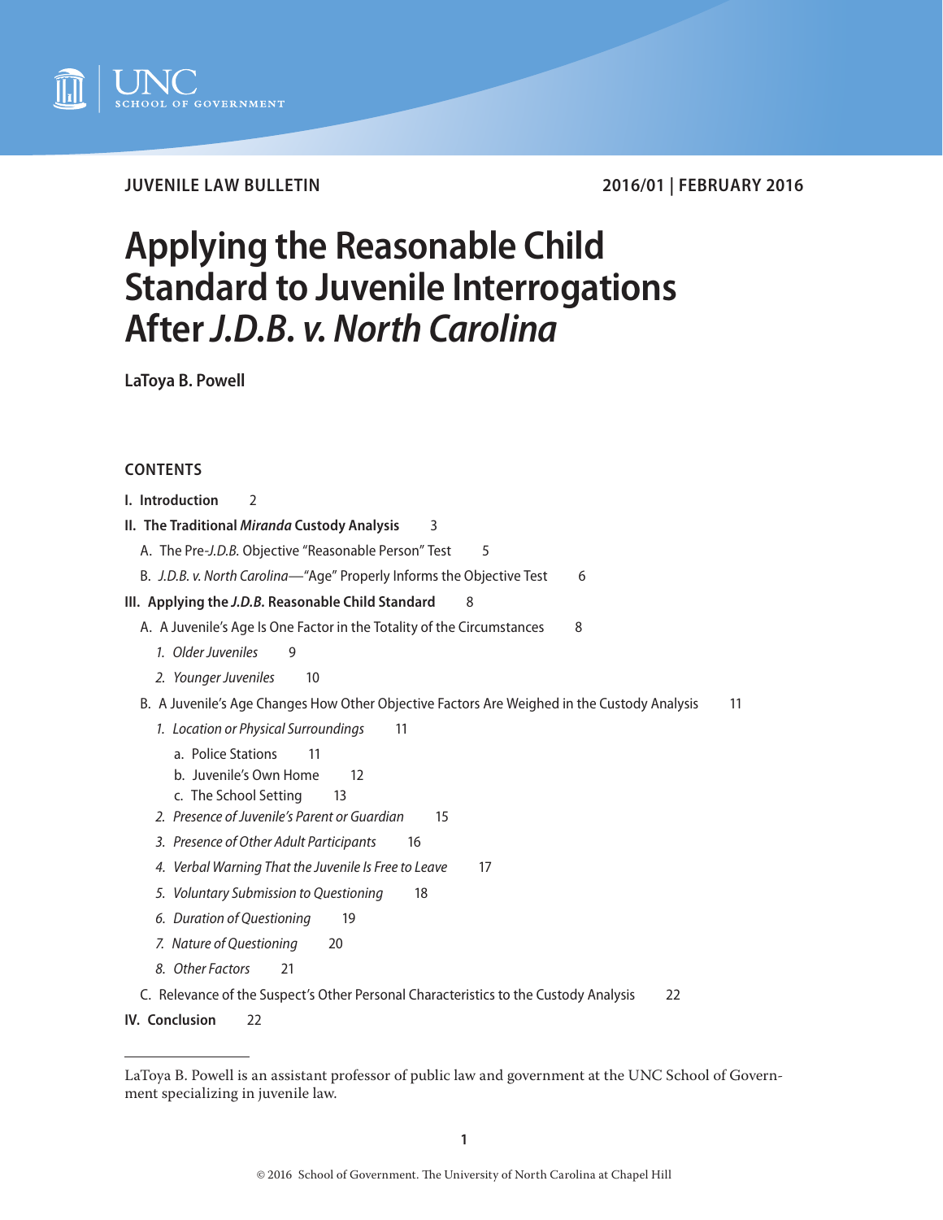UNC SCHOOL OF GOVERNMENT

**JUVENILE LAW BULLETIN** **2016/01 | FEBRUARY 2016**

# Applying the Reasonable Child Standard to Juvenile Interrogations After *J.D.B. v. North Carolina*

**LaToya B. Powell**

**CONTENTS**

**I. Introduction** 2

**II. The Traditional *Miranda* Custody Analysis** 3

- A. The Pre-*J.D.B.* Objective "Reasonable Person" Test 5
- B. *J.D.B. v. North Carolina*—"Age" Properly Informs the Objective Test 6

**III. Applying the *J.D.B.* Reasonable Child Standard** 8

- A. A Juvenile's Age Is One Factor in the Totality of the Circumstances 8
  - *1. Older Juveniles* 9
  - *2. Younger Juveniles* 10
- B. A Juvenile's Age Changes How Other Objective Factors Are Weighed in the Custody Analysis 11
  - *1. Location or Physical Surroundings* 11
    - a. Police Stations 11
    - b. Juvenile's Own Home 12
    - c. The School Setting 13
  - *2. Presence of Juvenile's Parent or Guardian* 15
  - *3. Presence of Other Adult Participants* 16
  - *4. Verbal Warning That the Juvenile Is Free to Leave* 17
  - *5. Voluntary Submission to Questioning* 18
  - *6. Duration of Questioning* 19
  - *7. Nature of Questioning* 20
  - *8. Other Factors* 21
- C. Relevance of the Suspect's Other Personal Characteristics to the Custody Analysis 22

**IV. Conclusion** 22

---

LaToya B. Powell is an assistant professor of public law and government at the UNC School of Government specializing in juvenile law.

© 2016 School of Government. The University of North Carolina at Chapel Hill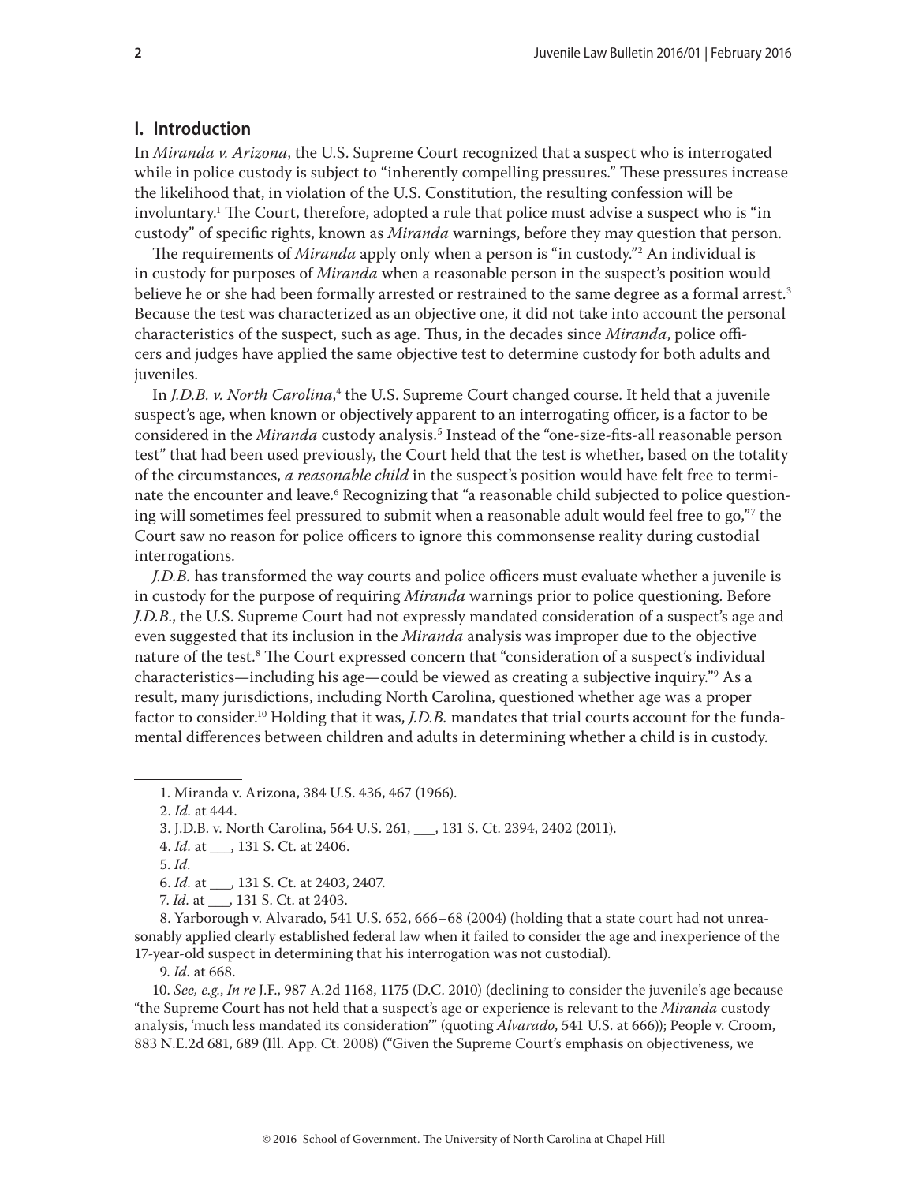## I. Introduction

In *Miranda v. Arizona*, the U.S. Supreme Court recognized that a suspect who is interrogated while in police custody is subject to "inherently compelling pressures." These pressures increase the likelihood that, in violation of the U.S. Constitution, the resulting confession will be involuntary.[1] The Court, therefore, adopted a rule that police must advise a suspect who is "in custody" of specific rights, known as *Miranda* warnings, before they may question that person.

The requirements of *Miranda* apply only when a person is "in custody."[2] An individual is in custody for purposes of *Miranda* when a reasonable person in the suspect's position would believe he or she had been formally arrested or restrained to the same degree as a formal arrest.[3] Because the test was characterized as an objective one, it did not take into account the personal characteristics of the suspect, such as age. Thus, in the decades since *Miranda*, police officers and judges have applied the same objective test to determine custody for both adults and juveniles.

In *J.D.B. v. North Carolina*,[4] the U.S. Supreme Court changed course. It held that a juvenile suspect's age, when known or objectively apparent to an interrogating officer, is a factor to be considered in the *Miranda* custody analysis.[5] Instead of the "one-size-fits-all reasonable person test" that had been used previously, the Court held that the test is whether, based on the totality of the circumstances, *a reasonable child* in the suspect's position would have felt free to terminate the encounter and leave.[6] Recognizing that "a reasonable child subjected to police questioning will sometimes feel pressured to submit when a reasonable adult would feel free to go,"[7] the Court saw no reason for police officers to ignore this commonsense reality during custodial interrogations.

*J.D.B.* has transformed the way courts and police officers must evaluate whether a juvenile is in custody for the purpose of requiring *Miranda* warnings prior to police questioning. Before *J.D.B.*, the U.S. Supreme Court had not expressly mandated consideration of a suspect's age and even suggested that its inclusion in the *Miranda* analysis was improper due to the objective nature of the test.[8] The Court expressed concern that "consideration of a suspect's individual characteristics—including his age—could be viewed as creating a subjective inquiry."[9] As a result, many jurisdictions, including North Carolina, questioned whether age was a proper factor to consider.[10] Holding that it was, *J.D.B.* mandates that trial courts account for the fundamental differences between children and adults in determining whether a child is in custody.

---

1. Miranda v. Arizona, 384 U.S. 436, 467 (1966).

2. *Id.* at 444.

3. J.D.B. v. North Carolina, 564 U.S. 261, ___, 131 S. Ct. 2394, 2402 (2011).

4. *Id.* at ___, 131 S. Ct. at 2406.

5. *Id.*

6. *Id.* at ___, 131 S. Ct. at 2403, 2407.

7. *Id.* at ___, 131 S. Ct. at 2403.

8. Yarborough v. Alvarado, 541 U.S. 652, 666–68 (2004) (holding that a state court had not unreasonably applied clearly established federal law when it failed to consider the age and inexperience of the 17-year-old suspect in determining that his interrogation was not custodial).

9. *Id.* at 668.

10. *See, e.g.*, *In re* J.F., 987 A.2d 1168, 1175 (D.C. 2010) (declining to consider the juvenile's age because "the Supreme Court has not held that a suspect's age or experience is relevant to the *Miranda* custody analysis, 'much less mandated its consideration'" (quoting *Alvarado*, 541 U.S. at 666)); People v. Croom, 883 N.E.2d 681, 689 (Ill. App. Ct. 2008) ("Given the Supreme Court's emphasis on objectiveness, we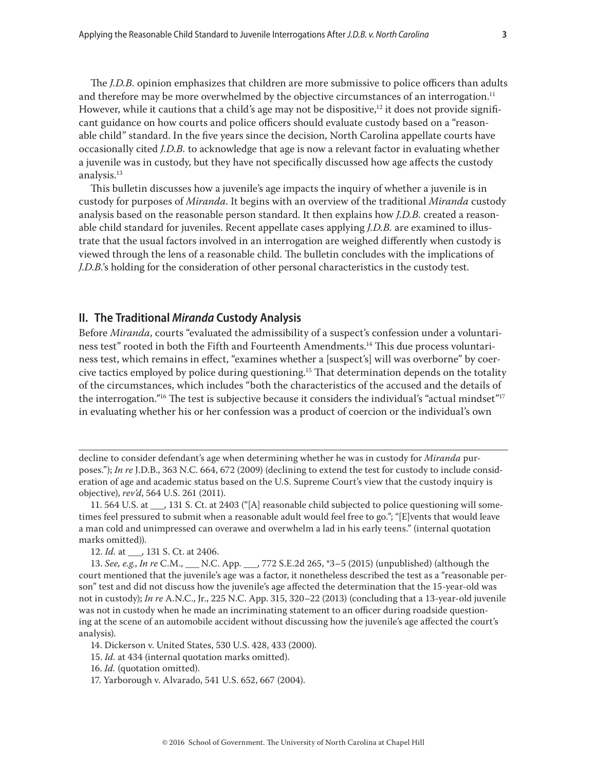The *J.D.B.* opinion emphasizes that children are more submissive to police officers than adults and therefore may be more overwhelmed by the objective circumstances of an interrogation.[11] However, while it cautions that a child's age may not be dispositive,[12] it does not provide significant guidance on how courts and police officers should evaluate custody based on a "reasonable child" standard. In the five years since the decision, North Carolina appellate courts have occasionally cited *J.D.B.* to acknowledge that age is now a relevant factor in evaluating whether a juvenile was in custody, but they have not specifically discussed how age affects the custody analysis.[13]

This bulletin discusses how a juvenile's age impacts the inquiry of whether a juvenile is in custody for purposes of *Miranda*. It begins with an overview of the traditional *Miranda* custody analysis based on the reasonable person standard. It then explains how *J.D.B.* created a reasonable child standard for juveniles. Recent appellate cases applying *J.D.B.* are examined to illustrate that the usual factors involved in an interrogation are weighed differently when custody is viewed through the lens of a reasonable child. The bulletin concludes with the implications of *J.D.B.*'s holding for the consideration of other personal characteristics in the custody test.

## II. The Traditional *Miranda* Custody Analysis

Before *Miranda*, courts "evaluated the admissibility of a suspect's confession under a voluntariness test" rooted in both the Fifth and Fourteenth Amendments.[14] This due process voluntariness test, which remains in effect, "examines whether a [suspect's] will was overborne" by coercive tactics employed by police during questioning.[15] That determination depends on the totality of the circumstances, which includes "both the characteristics of the accused and the details of the interrogation."[16] The test is subjective because it considers the individual's "actual mindset"[17] in evaluating whether his or her confession was a product of coercion or the individual's own

---

decline to consider defendant's age when determining whether he was in custody for *Miranda* purposes."); *In re* J.D.B., 363 N.C. 664, 672 (2009) (declining to extend the test for custody to include consideration of age and academic status based on the U.S. Supreme Court's view that the custody inquiry is objective), *rev'd*, 564 U.S. 261 (2011).

11. 564 U.S. at ___, 131 S. Ct. at 2403 ("[A] reasonable child subjected to police questioning will sometimes feel pressured to submit when a reasonable adult would feel free to go."; "[E]vents that would leave a man cold and unimpressed can overawe and overwhelm a lad in his early teens." (internal quotation marks omitted)).

12. *Id.* at ___, 131 S. Ct. at 2406.

13. *See, e.g.*, *In re* C.M., ___ N.C. App. ___, 772 S.E.2d 265, *3–5 (2015) (unpublished) (although the court mentioned that the juvenile's age was a factor, it nonetheless described the test as a "reasonable person" test and did not discuss how the juvenile's age affected the determination that the 15-year-old was not in custody); *In re* A.N.C., Jr., 225 N.C. App. 315, 320–22 (2013) (concluding that a 13-year-old juvenile was not in custody when he made an incriminating statement to an officer during roadside questioning at the scene of an automobile accident without discussing how the juvenile's age affected the court's analysis).

14. Dickerson v. United States, 530 U.S. 428, 433 (2000).

15. *Id.* at 434 (internal quotation marks omitted).

16. *Id.* (quotation omitted).

17. Yarborough v. Alvarado, 541 U.S. 652, 667 (2004).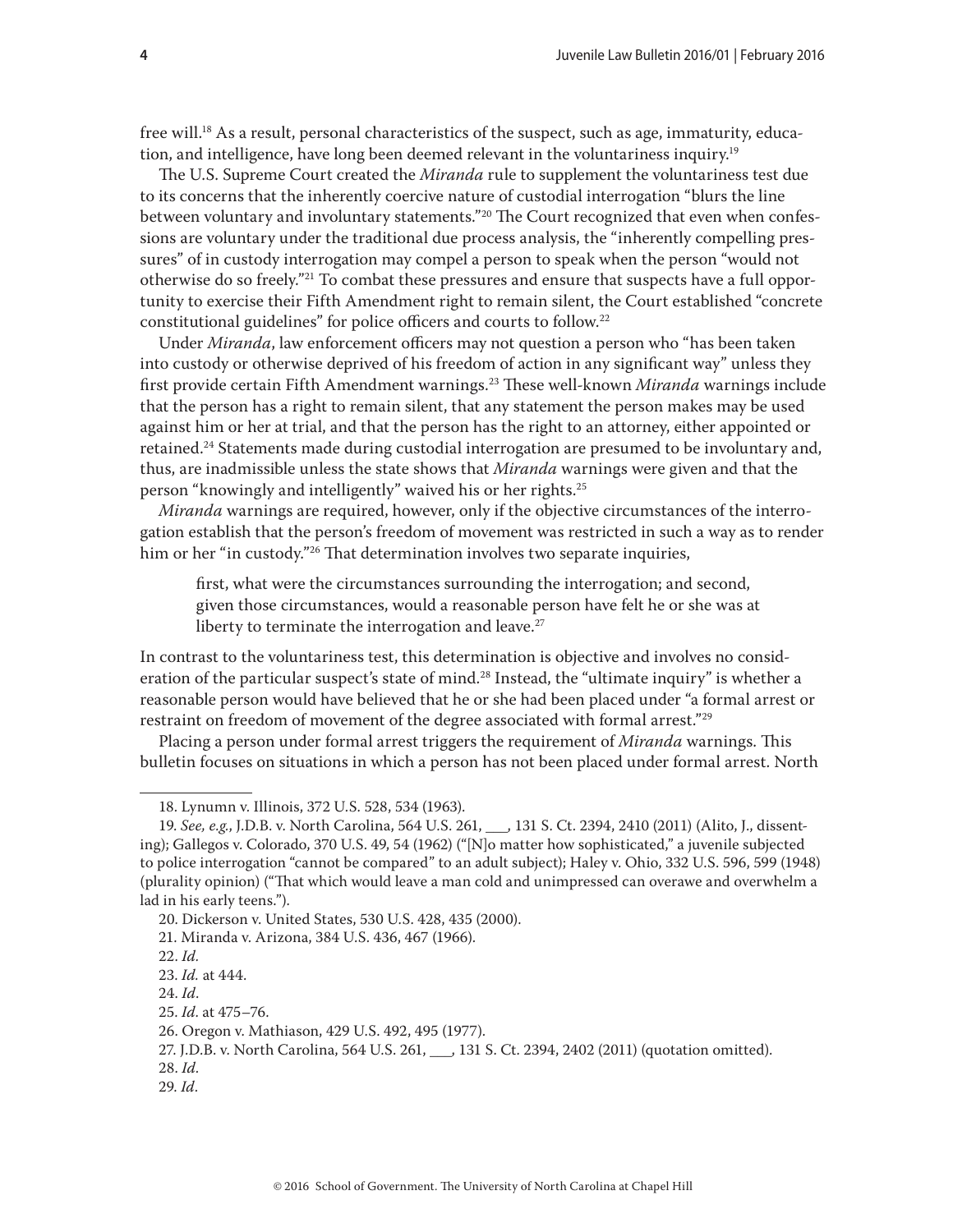free will.[18] As a result, personal characteristics of the suspect, such as age, immaturity, education, and intelligence, have long been deemed relevant in the voluntariness inquiry.[19]

The U.S. Supreme Court created the *Miranda* rule to supplement the voluntariness test due to its concerns that the inherently coercive nature of custodial interrogation "blurs the line between voluntary and involuntary statements."[20] The Court recognized that even when confessions are voluntary under the traditional due process analysis, the "inherently compelling pressures" of in custody interrogation may compel a person to speak when the person "would not otherwise do so freely."[21] To combat these pressures and ensure that suspects have a full opportunity to exercise their Fifth Amendment right to remain silent, the Court established "concrete constitutional guidelines" for police officers and courts to follow.[22]

Under *Miranda*, law enforcement officers may not question a person who "has been taken into custody or otherwise deprived of his freedom of action in any significant way" unless they first provide certain Fifth Amendment warnings.[23] These well-known *Miranda* warnings include that the person has a right to remain silent, that any statement the person makes may be used against him or her at trial, and that the person has the right to an attorney, either appointed or retained.[24] Statements made during custodial interrogation are presumed to be involuntary and, thus, are inadmissible unless the state shows that *Miranda* warnings were given and that the person "knowingly and intelligently" waived his or her rights.[25]

*Miranda* warnings are required, however, only if the objective circumstances of the interrogation establish that the person's freedom of movement was restricted in such a way as to render him or her "in custody."[26] That determination involves two separate inquiries,

> first, what were the circumstances surrounding the interrogation; and second, given those circumstances, would a reasonable person have felt he or she was at liberty to terminate the interrogation and leave.[27]

In contrast to the voluntariness test, this determination is objective and involves no consideration of the particular suspect's state of mind.[28] Instead, the "ultimate inquiry" is whether a reasonable person would have believed that he or she had been placed under "a formal arrest or restraint on freedom of movement of the degree associated with formal arrest."[29]

Placing a person under formal arrest triggers the requirement of *Miranda* warnings. This bulletin focuses on situations in which a person has not been placed under formal arrest. North

---

18. Lynumn v. Illinois, 372 U.S. 528, 534 (1963).

19. *See, e.g.*, J.D.B. v. North Carolina, 564 U.S. 261, ___, 131 S. Ct. 2394, 2410 (2011) (Alito, J., dissenting); Gallegos v. Colorado, 370 U.S. 49, 54 (1962) ("[N]o matter how sophisticated," a juvenile subjected to police interrogation "cannot be compared" to an adult subject); Haley v. Ohio, 332 U.S. 596, 599 (1948) (plurality opinion) ("That which would leave a man cold and unimpressed can overawe and overwhelm a lad in his early teens.").

20. Dickerson v. United States, 530 U.S. 428, 435 (2000).

21. Miranda v. Arizona, 384 U.S. 436, 467 (1966).

22. *Id.*

23. *Id.* at 444.

24. *Id*.

25. *Id*. at 475–76.

26. Oregon v. Mathiason, 429 U.S. 492, 495 (1977).

27. J.D.B. v. North Carolina, 564 U.S. 261, ___, 131 S. Ct. 2394, 2402 (2011) (quotation omitted).

28. *Id*.

29. *Id*.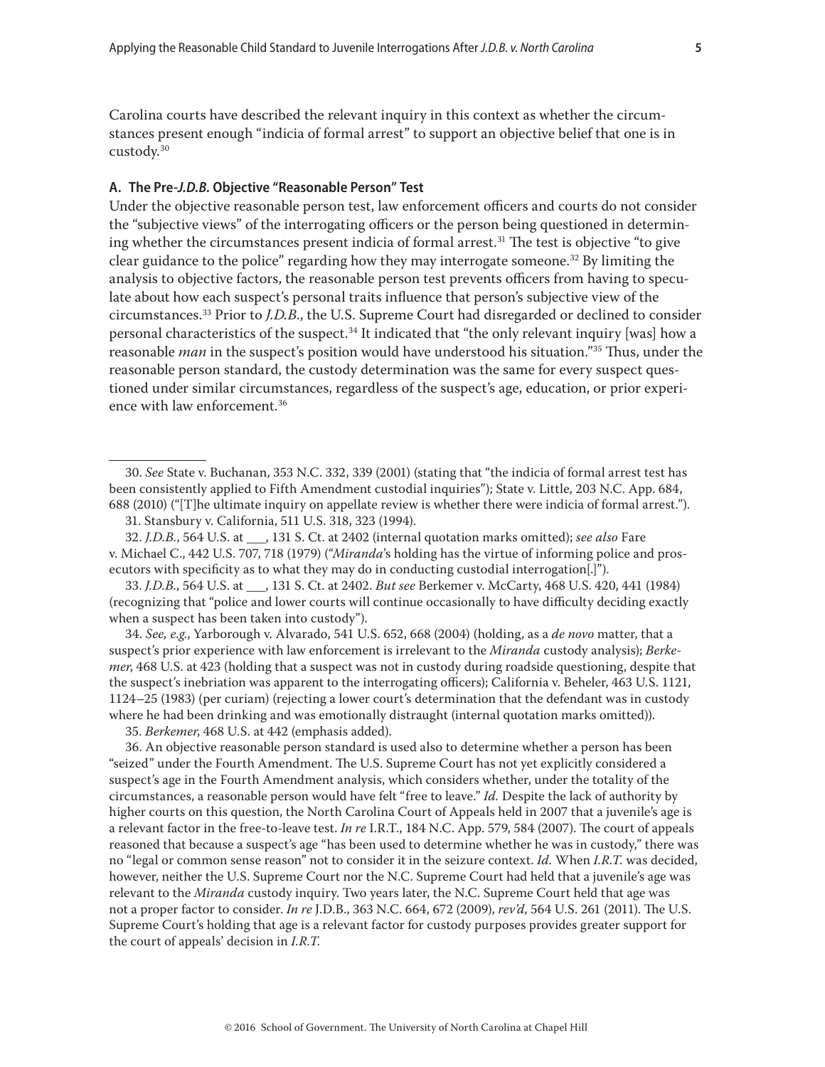Carolina courts have described the relevant inquiry in this context as whether the circumstances present enough "indicia of formal arrest" to support an objective belief that one is in custody.[30]

### A. The Pre-*J.D.B.* Objective "Reasonable Person" Test

Under the objective reasonable person test, law enforcement officers and courts do not consider the "subjective views" of the interrogating officers or the person being questioned in determining whether the circumstances present indicia of formal arrest.[31] The test is objective "to give clear guidance to the police" regarding how they may interrogate someone.[32] By limiting the analysis to objective factors, the reasonable person test prevents officers from having to speculate about how each suspect's personal traits influence that person's subjective view of the circumstances.[33] Prior to *J.D.B.*, the U.S. Supreme Court had disregarded or declined to consider personal characteristics of the suspect.[34] It indicated that "the only relevant inquiry [was] how a reasonable *man* in the suspect's position would have understood his situation."[35] Thus, under the reasonable person standard, the custody determination was the same for every suspect questioned under similar circumstances, regardless of the suspect's age, education, or prior experience with law enforcement.[36]

---

30. *See* State v. Buchanan, 353 N.C. 332, 339 (2001) (stating that "the indicia of formal arrest test has been consistently applied to Fifth Amendment custodial inquiries"); State v. Little, 203 N.C. App. 684, 688 (2010) ("[T]he ultimate inquiry on appellate review is whether there were indicia of formal arrest.").

31. Stansbury v. California, 511 U.S. 318, 323 (1994).

32. *J.D.B.*, 564 U.S. at ___, 131 S. Ct. at 2402 (internal quotation marks omitted); *see also* Fare v. Michael C., 442 U.S. 707, 718 (1979) ("*Miranda*'s holding has the virtue of informing police and prosecutors with specificity as to what they may do in conducting custodial interrogation[.]").

33. *J.D.B.*, 564 U.S. at ___, 131 S. Ct. at 2402. *But see* Berkemer v. McCarty, 468 U.S. 420, 441 (1984) (recognizing that "police and lower courts will continue occasionally to have difficulty deciding exactly when a suspect has been taken into custody").

34. *See, e.g.*, Yarborough v. Alvarado, 541 U.S. 652, 668 (2004) (holding, as a *de novo* matter, that a suspect's prior experience with law enforcement is irrelevant to the *Miranda* custody analysis); *Berkemer*, 468 U.S. at 423 (holding that a suspect was not in custody during roadside questioning, despite that the suspect's inebriation was apparent to the interrogating officers); California v. Beheler, 463 U.S. 1121, 1124–25 (1983) (per curiam) (rejecting a lower court's determination that the defendant was in custody where he had been drinking and was emotionally distraught (internal quotation marks omitted)).

35. *Berkemer*, 468 U.S. at 442 (emphasis added).

36. An objective reasonable person standard is used also to determine whether a person has been "seized" under the Fourth Amendment. The U.S. Supreme Court has not yet explicitly considered a suspect's age in the Fourth Amendment analysis, which considers whether, under the totality of the circumstances, a reasonable person would have felt "free to leave." *Id.* Despite the lack of authority by higher courts on this question, the North Carolina Court of Appeals held in 2007 that a juvenile's age is a relevant factor in the free-to-leave test. *In re* I.R.T., 184 N.C. App. 579, 584 (2007). The court of appeals reasoned that because a suspect's age "has been used to determine whether he was in custody," there was no "legal or common sense reason" not to consider it in the seizure context. *Id.* When *I.R.T.* was decided, however, neither the U.S. Supreme Court nor the N.C. Supreme Court had held that a juvenile's age was relevant to the *Miranda* custody inquiry. Two years later, the N.C. Supreme Court held that age was not a proper factor to consider. *In re* J.D.B., 363 N.C. 664, 672 (2009), *rev'd*, 564 U.S. 261 (2011). The U.S. Supreme Court's holding that age is a relevant factor for custody purposes provides greater support for the court of appeals' decision in *I.R.T.*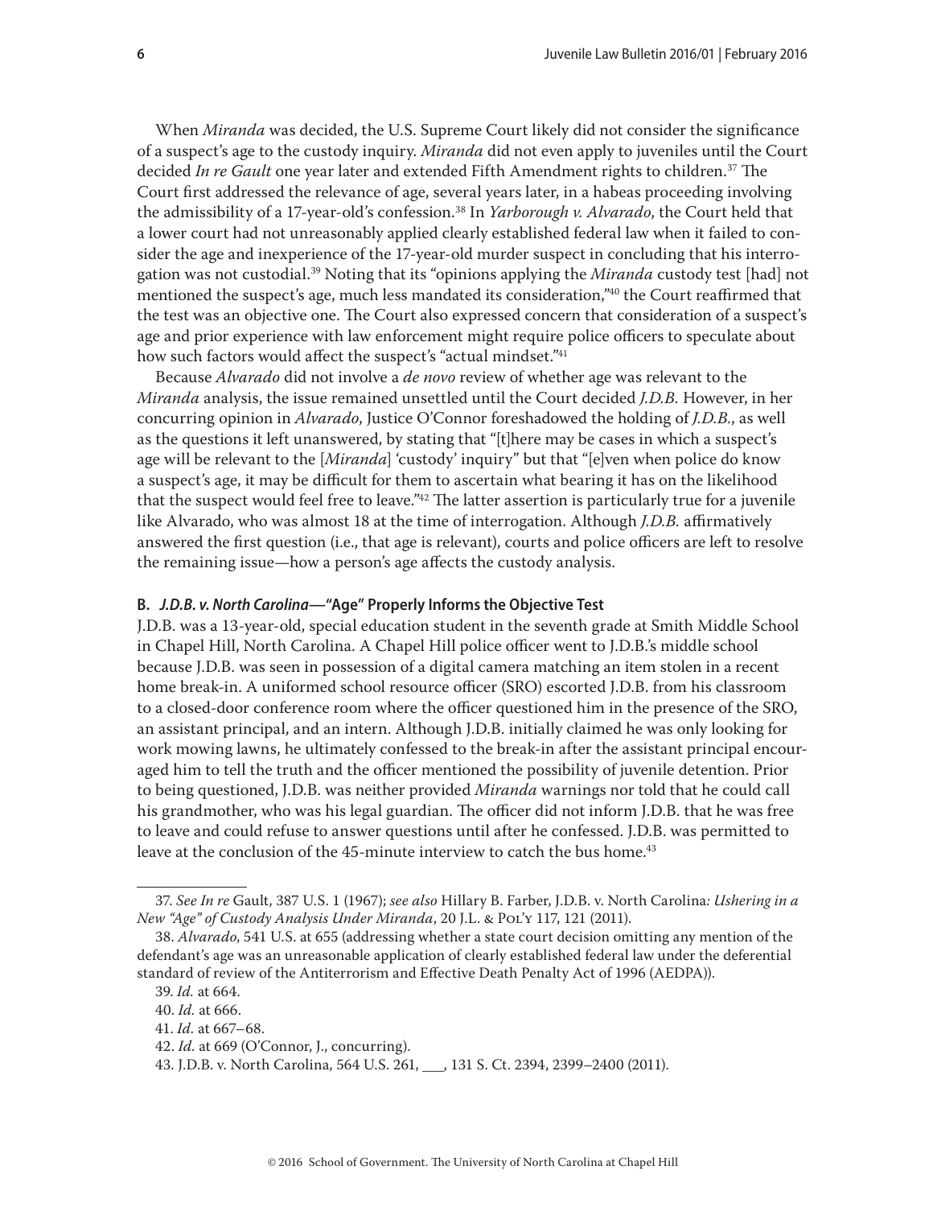When *Miranda* was decided, the U.S. Supreme Court likely did not consider the significance of a suspect's age to the custody inquiry. *Miranda* did not even apply to juveniles until the Court decided *In re Gault* one year later and extended Fifth Amendment rights to children.[37] The Court first addressed the relevance of age, several years later, in a habeas proceeding involving the admissibility of a 17-year-old's confession.[38] In *Yarborough v. Alvarado*, the Court held that a lower court had not unreasonably applied clearly established federal law when it failed to consider the age and inexperience of the 17-year-old murder suspect in concluding that his interrogation was not custodial.[39] Noting that its "opinions applying the *Miranda* custody test [had] not mentioned the suspect's age, much less mandated its consideration,"[40] the Court reaffirmed that the test was an objective one. The Court also expressed concern that consideration of a suspect's age and prior experience with law enforcement might require police officers to speculate about how such factors would affect the suspect's "actual mindset."[41]

Because *Alvarado* did not involve a *de novo* review of whether age was relevant to the *Miranda* analysis, the issue remained unsettled until the Court decided *J.D.B.* However, in her concurring opinion in *Alvarado*, Justice O'Connor foreshadowed the holding of *J.D.B.*, as well as the questions it left unanswered, by stating that "[t]here may be cases in which a suspect's age will be relevant to the [*Miranda*] 'custody' inquiry" but that "[e]ven when police do know a suspect's age, it may be difficult for them to ascertain what bearing it has on the likelihood that the suspect would feel free to leave."[42] The latter assertion is particularly true for a juvenile like Alvarado, who was almost 18 at the time of interrogation. Although *J.D.B.* affirmatively answered the first question (i.e., that age is relevant), courts and police officers are left to resolve the remaining issue—how a person's age affects the custody analysis.

### B. *J.D.B. v. North Carolina*—"Age" Properly Informs the Objective Test

J.D.B. was a 13-year-old, special education student in the seventh grade at Smith Middle School in Chapel Hill, North Carolina. A Chapel Hill police officer went to J.D.B.'s middle school because J.D.B. was seen in possession of a digital camera matching an item stolen in a recent home break-in. A uniformed school resource officer (SRO) escorted J.D.B. from his classroom to a closed-door conference room where the officer questioned him in the presence of the SRO, an assistant principal, and an intern. Although J.D.B. initially claimed he was only looking for work mowing lawns, he ultimately confessed to the break-in after the assistant principal encouraged him to tell the truth and the officer mentioned the possibility of juvenile detention. Prior to being questioned, J.D.B. was neither provided *Miranda* warnings nor told that he could call his grandmother, who was his legal guardian. The officer did not inform J.D.B. that he was free to leave and could refuse to answer questions until after he confessed. J.D.B. was permitted to leave at the conclusion of the 45-minute interview to catch the bus home.[43]

---

37. *See In re* Gault, 387 U.S. 1 (1967); *see also* Hillary B. Farber, J.D.B. v. North Carolina*: Ushering in a New "Age" of Custody Analysis Under Miranda*, 20 J.L. & Pol'y 117, 121 (2011).

38. *Alvarado*, 541 U.S. at 655 (addressing whether a state court decision omitting any mention of the defendant's age was an unreasonable application of clearly established federal law under the deferential standard of review of the Antiterrorism and Effective Death Penalty Act of 1996 (AEDPA)).

39. *Id.* at 664.

40. *Id.* at 666.

41. *Id.* at 667–68.

42. *Id.* at 669 (O'Connor, J., concurring).

43. J.D.B. v. North Carolina, 564 U.S. 261, ___, 131 S. Ct. 2394, 2399–2400 (2011).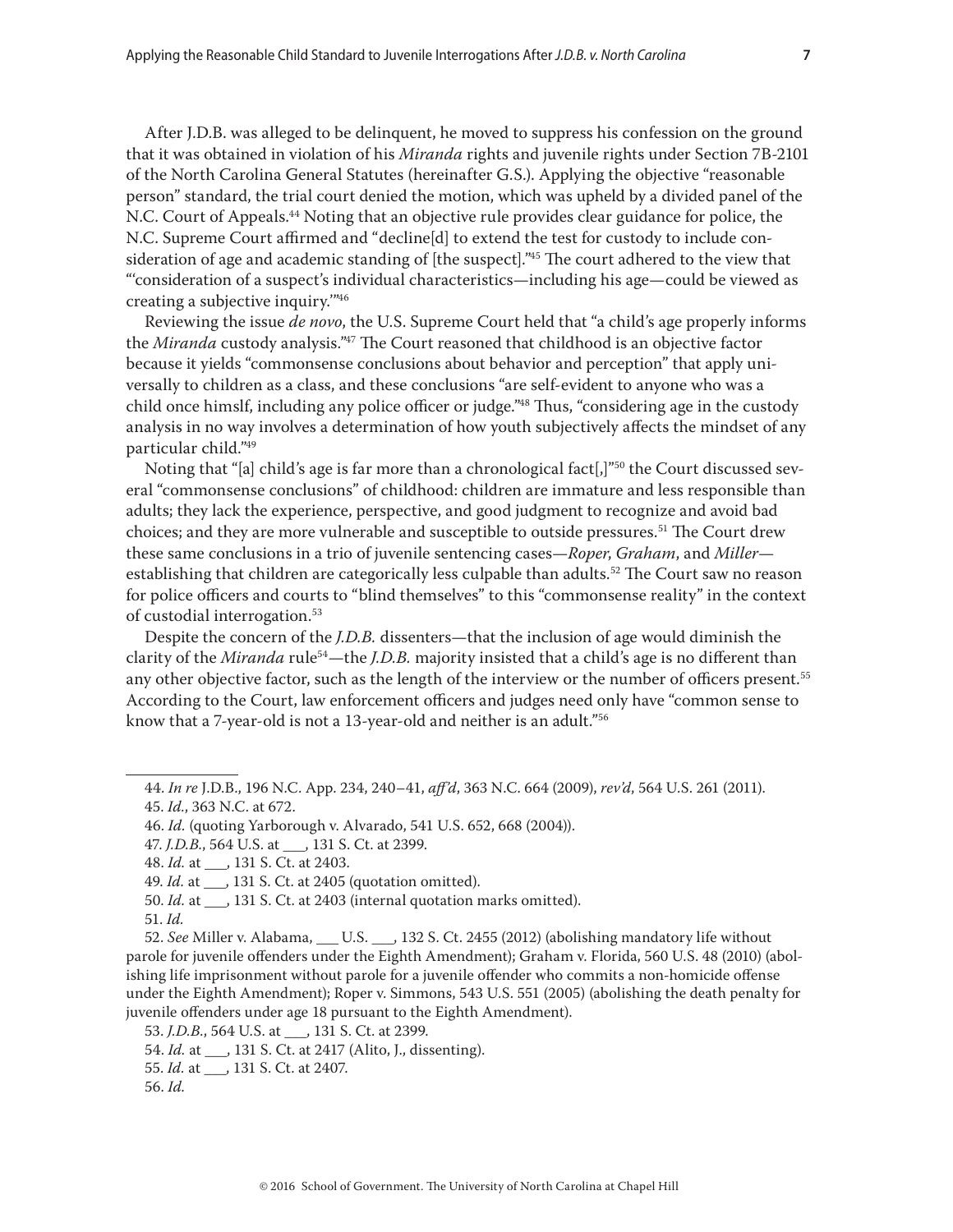After J.D.B. was alleged to be delinquent, he moved to suppress his confession on the ground that it was obtained in violation of his *Miranda* rights and juvenile rights under Section 7B-2101 of the North Carolina General Statutes (hereinafter G.S.). Applying the objective "reasonable person" standard, the trial court denied the motion, which was upheld by a divided panel of the N.C. Court of Appeals.[44] Noting that an objective rule provides clear guidance for police, the N.C. Supreme Court affirmed and "decline[d] to extend the test for custody to include consideration of age and academic standing of [the suspect]."[45] The court adhered to the view that "'consideration of a suspect's individual characteristics—including his age—could be viewed as creating a subjective inquiry.'"[46]

Reviewing the issue *de novo*, the U.S. Supreme Court held that "a child's age properly informs the *Miranda* custody analysis."[47] The Court reasoned that childhood is an objective factor because it yields "commonsense conclusions about behavior and perception" that apply universally to children as a class, and these conclusions "are self-evident to anyone who was a child once himslf, including any police officer or judge."[48] Thus, "considering age in the custody analysis in no way involves a determination of how youth subjectively affects the mindset of any particular child."[49]

Noting that "[a] child's age is far more than a chronological fact[,]"[50] the Court discussed several "commonsense conclusions" of childhood: children are immature and less responsible than adults; they lack the experience, perspective, and good judgment to recognize and avoid bad choices; and they are more vulnerable and susceptible to outside pressures.[51] The Court drew these same conclusions in a trio of juvenile sentencing cases—*Roper*, *Graham*, and *Miller*—establishing that children are categorically less culpable than adults.[52] The Court saw no reason for police officers and courts to "blind themselves" to this "commonsense reality" in the context of custodial interrogation.[53]

Despite the concern of the *J.D.B.* dissenters—that the inclusion of age would diminish the clarity of the *Miranda* rule[54]—the *J.D.B.* majority insisted that a child's age is no different than any other objective factor, such as the length of the interview or the number of officers present.[55] According to the Court, law enforcement officers and judges need only have "common sense to know that a 7-year-old is not a 13-year-old and neither is an adult."[56]

---

44. *In re* J.D.B., 196 N.C. App. 234, 240–41, *aff'd*, 363 N.C. 664 (2009), *rev'd*, 564 U.S. 261 (2011).

45. *Id.*, 363 N.C. at 672.

46. *Id.* (quoting Yarborough v. Alvarado, 541 U.S. 652, 668 (2004)).

47. *J.D.B.*, 564 U.S. at ___, 131 S. Ct. at 2399.

48. *Id.* at ___, 131 S. Ct. at 2403.

49. *Id.* at ___, 131 S. Ct. at 2405 (quotation omitted).

50. *Id.* at ___, 131 S. Ct. at 2403 (internal quotation marks omitted).

51. *Id.*

52. *See* Miller v. Alabama, ___ U.S. ___, 132 S. Ct. 2455 (2012) (abolishing mandatory life without parole for juvenile offenders under the Eighth Amendment); Graham v. Florida, 560 U.S. 48 (2010) (abolishing life imprisonment without parole for a juvenile offender who commits a non-homicide offense under the Eighth Amendment); Roper v. Simmons, 543 U.S. 551 (2005) (abolishing the death penalty for juvenile offenders under age 18 pursuant to the Eighth Amendment).

53. *J.D.B.*, 564 U.S. at ___, 131 S. Ct. at 2399.

54. *Id.* at ___, 131 S. Ct. at 2417 (Alito, J., dissenting).

55. *Id.* at ___, 131 S. Ct. at 2407.

56. *Id.*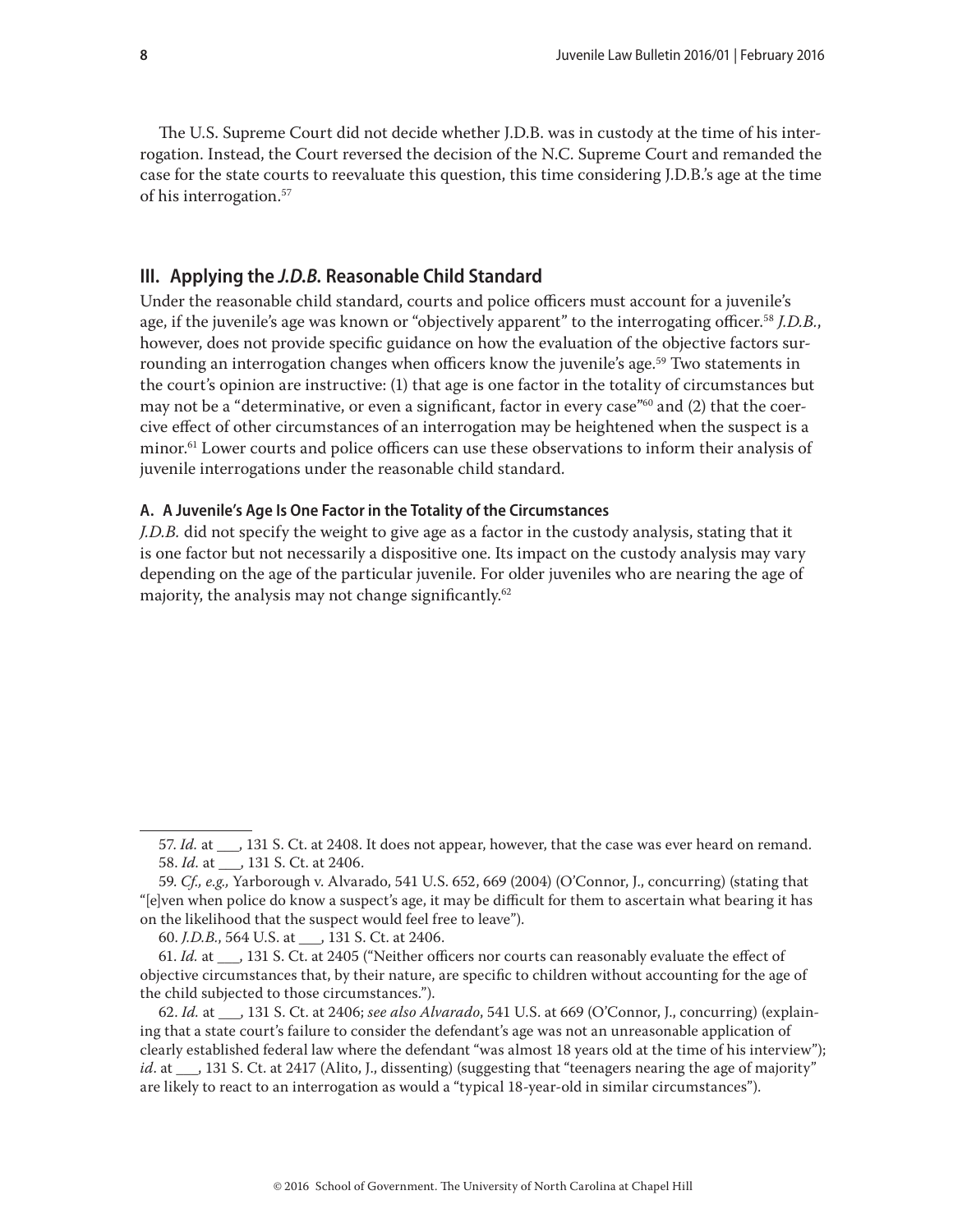The U.S. Supreme Court did not decide whether J.D.B. was in custody at the time of his interrogation. Instead, the Court reversed the decision of the N.C. Supreme Court and remanded the case for the state courts to reevaluate this question, this time considering J.D.B.'s age at the time of his interrogation.[57]

## III. Applying the *J.D.B.* Reasonable Child Standard

Under the reasonable child standard, courts and police officers must account for a juvenile's age, if the juvenile's age was known or "objectively apparent" to the interrogating officer.[58] *J.D.B.*, however, does not provide specific guidance on how the evaluation of the objective factors surrounding an interrogation changes when officers know the juvenile's age.[59] Two statements in the court's opinion are instructive: (1) that age is one factor in the totality of circumstances but may not be a "determinative, or even a significant, factor in every case"[60] and (2) that the coercive effect of other circumstances of an interrogation may be heightened when the suspect is a minor.[61] Lower courts and police officers can use these observations to inform their analysis of juvenile interrogations under the reasonable child standard.

### A. A Juvenile's Age Is One Factor in the Totality of the Circumstances

*J.D.B.* did not specify the weight to give age as a factor in the custody analysis, stating that it is one factor but not necessarily a dispositive one. Its impact on the custody analysis may vary depending on the age of the particular juvenile. For older juveniles who are nearing the age of majority, the analysis may not change significantly.[62]

---

57. *Id.* at ___, 131 S. Ct. at 2408. It does not appear, however, that the case was ever heard on remand.

58. *Id.* at ___, 131 S. Ct. at 2406.

59. *Cf., e.g.,* Yarborough v. Alvarado, 541 U.S. 652, 669 (2004) (O'Connor, J., concurring) (stating that "[e]ven when police do know a suspect's age, it may be difficult for them to ascertain what bearing it has on the likelihood that the suspect would feel free to leave").

60. *J.D.B.*, 564 U.S. at ___, 131 S. Ct. at 2406.

61. *Id.* at ___, 131 S. Ct. at 2405 ("Neither officers nor courts can reasonably evaluate the effect of objective circumstances that, by their nature, are specific to children without accounting for the age of the child subjected to those circumstances.").

62. *Id.* at ___, 131 S. Ct. at 2406; *see also Alvarado*, 541 U.S. at 669 (O'Connor, J., concurring) (explaining that a state court's failure to consider the defendant's age was not an unreasonable application of clearly established federal law where the defendant "was almost 18 years old at the time of his interview"); *id.* at ___, 131 S. Ct. at 2417 (Alito, J., dissenting) (suggesting that "teenagers nearing the age of majority" are likely to react to an interrogation as would a "typical 18-year-old in similar circumstances").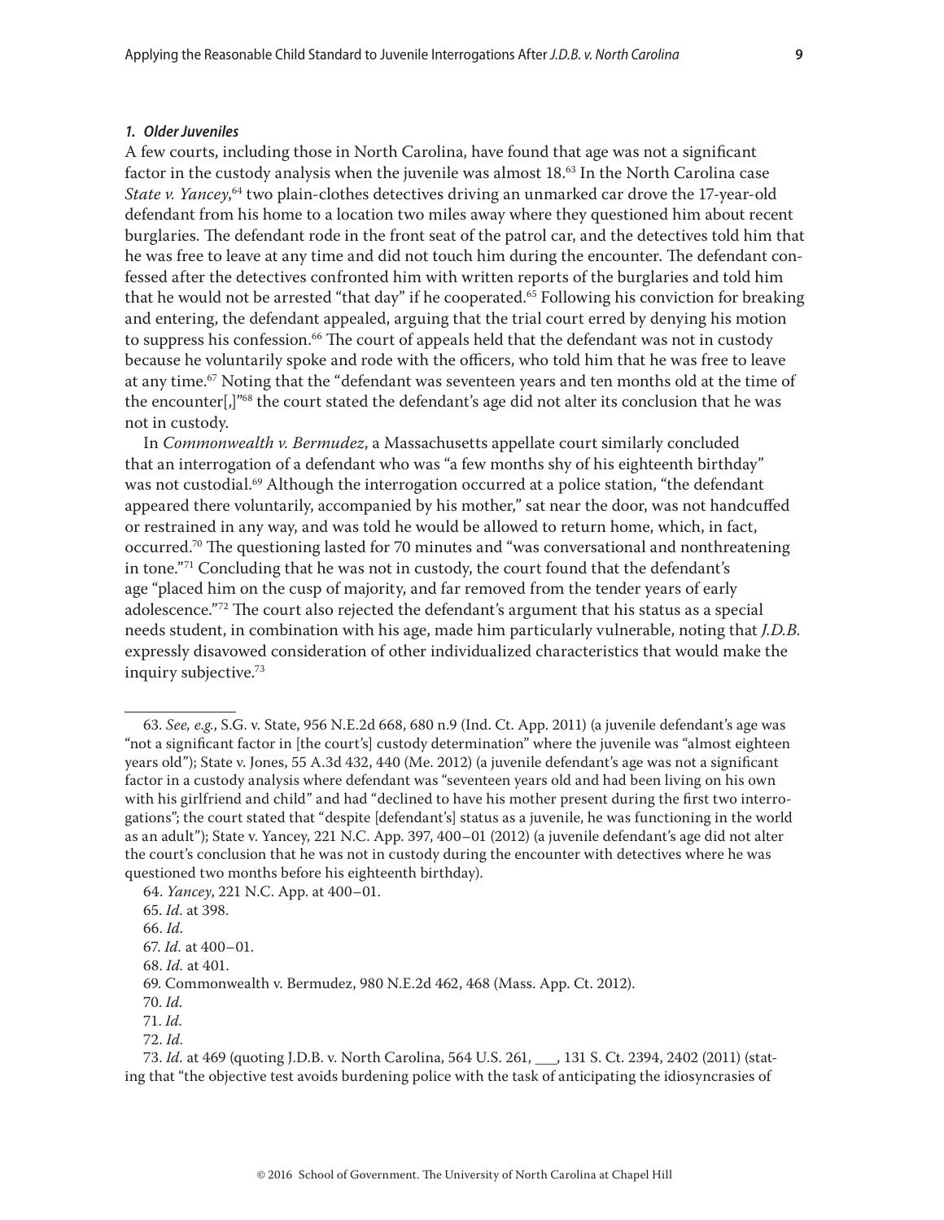#### *1. Older Juveniles*

A few courts, including those in North Carolina, have found that age was not a significant factor in the custody analysis when the juvenile was almost 18.[63] In the North Carolina case *State v. Yancey*,[64] two plain-clothes detectives driving an unmarked car drove the 17-year-old defendant from his home to a location two miles away where they questioned him about recent burglaries. The defendant rode in the front seat of the patrol car, and the detectives told him that he was free to leave at any time and did not touch him during the encounter. The defendant confessed after the detectives confronted him with written reports of the burglaries and told him that he would not be arrested "that day" if he cooperated.[65] Following his conviction for breaking and entering, the defendant appealed, arguing that the trial court erred by denying his motion to suppress his confession.[66] The court of appeals held that the defendant was not in custody because he voluntarily spoke and rode with the officers, who told him that he was free to leave at any time.[67] Noting that the "defendant was seventeen years and ten months old at the time of the encounter[,]"[68] the court stated the defendant's age did not alter its conclusion that he was not in custody.

In *Commonwealth v. Bermudez*, a Massachusetts appellate court similarly concluded that an interrogation of a defendant who was "a few months shy of his eighteenth birthday" was not custodial.[69] Although the interrogation occurred at a police station, "the defendant appeared there voluntarily, accompanied by his mother," sat near the door, was not handcuffed or restrained in any way, and was told he would be allowed to return home, which, in fact, occurred.[70] The questioning lasted for 70 minutes and "was conversational and nonthreatening in tone."[71] Concluding that he was not in custody, the court found that the defendant's age "placed him on the cusp of majority, and far removed from the tender years of early adolescence."[72] The court also rejected the defendant's argument that his status as a special needs student, in combination with his age, made him particularly vulnerable, noting that *J.D.B.* expressly disavowed consideration of other individualized characteristics that would make the inquiry subjective.[73]

---

63. *See, e.g.*, S.G. v. State, 956 N.E.2d 668, 680 n.9 (Ind. Ct. App. 2011) (a juvenile defendant's age was "not a significant factor in [the court's] custody determination" where the juvenile was "almost eighteen years old"); State v. Jones, 55 A.3d 432, 440 (Me. 2012) (a juvenile defendant's age was not a significant factor in a custody analysis where defendant was "seventeen years old and had been living on his own with his girlfriend and child" and had "declined to have his mother present during the first two interrogations"; the court stated that "despite [defendant's] status as a juvenile, he was functioning in the world as an adult"); State v. Yancey, 221 N.C. App. 397, 400–01 (2012) (a juvenile defendant's age did not alter the court's conclusion that he was not in custody during the encounter with detectives where he was questioned two months before his eighteenth birthday).

64. *Yancey*, 221 N.C. App. at 400–01.

65. *Id.* at 398.

66. *Id.*

67. *Id.* at 400–01.

68. *Id.* at 401.

69. Commonwealth v. Bermudez, 980 N.E.2d 462, 468 (Mass. App. Ct. 2012).

70. *Id.*

71. *Id.*

72. *Id.*

73. *Id.* at 469 (quoting J.D.B. v. North Carolina, 564 U.S. 261, ___, 131 S. Ct. 2394, 2402 (2011) (stating that "the objective test avoids burdening police with the task of anticipating the idiosyncrasies of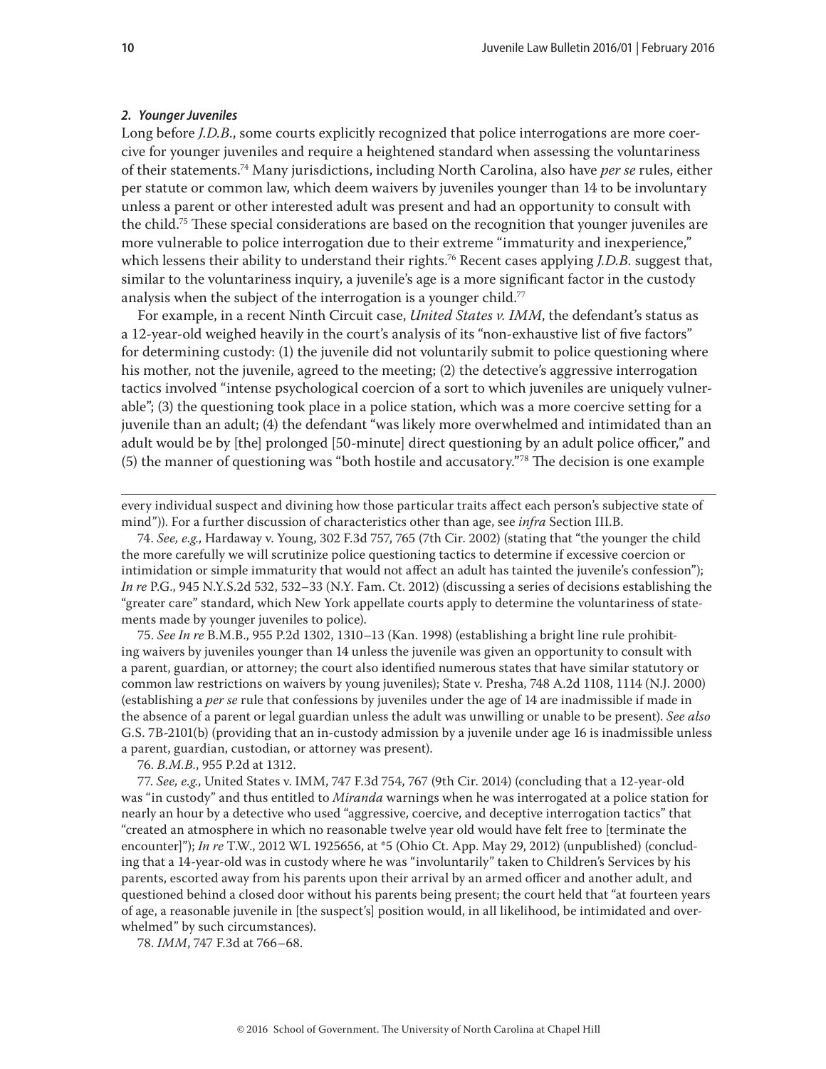### *2. Younger Juveniles*

Long before *J.D.B.*, some courts explicitly recognized that police interrogations are more coercive for younger juveniles and require a heightened standard when assessing the voluntariness of their statements.[74] Many jurisdictions, including North Carolina, also have *per se* rules, either per statute or common law, which deem waivers by juveniles younger than 14 to be involuntary unless a parent or other interested adult was present and had an opportunity to consult with the child.[75] These special considerations are based on the recognition that younger juveniles are more vulnerable to police interrogation due to their extreme "immaturity and inexperience," which lessens their ability to understand their rights.[76] Recent cases applying *J.D.B.* suggest that, similar to the voluntariness inquiry, a juvenile's age is a more significant factor in the custody analysis when the subject of the interrogation is a younger child.[77]

For example, in a recent Ninth Circuit case, *United States v. IMM*, the defendant's status as a 12-year-old weighed heavily in the court's analysis of its "non-exhaustive list of five factors" for determining custody: (1) the juvenile did not voluntarily submit to police questioning where his mother, not the juvenile, agreed to the meeting; (2) the detective's aggressive interrogation tactics involved "intense psychological coercion of a sort to which juveniles are uniquely vulnerable"; (3) the questioning took place in a police station, which was a more coercive setting for a juvenile than an adult; (4) the defendant "was likely more overwhelmed and intimidated than an adult would be by [the] prolonged [50-minute] direct questioning by an adult police officer," and (5) the manner of questioning was "both hostile and accusatory."[78] The decision is one example

---

every individual suspect and divining how those particular traits affect each person's subjective state of mind")). For a further discussion of characteristics other than age, see *infra* Section III.B.

74. *See, e.g.*, Hardaway v. Young, 302 F.3d 757, 765 (7th Cir. 2002) (stating that "the younger the child the more carefully we will scrutinize police questioning tactics to determine if excessive coercion or intimidation or simple immaturity that would not affect an adult has tainted the juvenile's confession"); *In re* P.G., 945 N.Y.S.2d 532, 532–33 (N.Y. Fam. Ct. 2012) (discussing a series of decisions establishing the "greater care" standard, which New York appellate courts apply to determine the voluntariness of statements made by younger juveniles to police).

75. *See In re* B.M.B., 955 P.2d 1302, 1310–13 (Kan. 1998) (establishing a bright line rule prohibiting waivers by juveniles younger than 14 unless the juvenile was given an opportunity to consult with a parent, guardian, or attorney; the court also identified numerous states that have similar statutory or common law restrictions on waivers by young juveniles); State v. Presha, 748 A.2d 1108, 1114 (N.J. 2000) (establishing a *per se* rule that confessions by juveniles under the age of 14 are inadmissible if made in the absence of a parent or legal guardian unless the adult was unwilling or unable to be present). *See also* G.S. 7B-2101(b) (providing that an in-custody admission by a juvenile under age 16 is inadmissible unless a parent, guardian, custodian, or attorney was present).

76. *B.M.B.*, 955 P.2d at 1312.

77. *See, e.g.*, United States v. IMM, 747 F.3d 754, 767 (9th Cir. 2014) (concluding that a 12-year-old was "in custody" and thus entitled to *Miranda* warnings when he was interrogated at a police station for nearly an hour by a detective who used "aggressive, coercive, and deceptive interrogation tactics" that "created an atmosphere in which no reasonable twelve year old would have felt free to [terminate the encounter]"); *In re* T.W., 2012 WL 1925656, at *5 (Ohio Ct. App. May 29, 2012) (unpublished) (concluding that a 14-year-old was in custody where he was "involuntarily" taken to Children's Services by his parents, escorted away from his parents upon their arrival by an armed officer and another adult, and questioned behind a closed door without his parents being present; the court held that "at fourteen years of age, a reasonable juvenile in [the suspect's] position would, in all likelihood, be intimidated and overwhelmed" by such circumstances).

78. *IMM*, 747 F.3d at 766–68.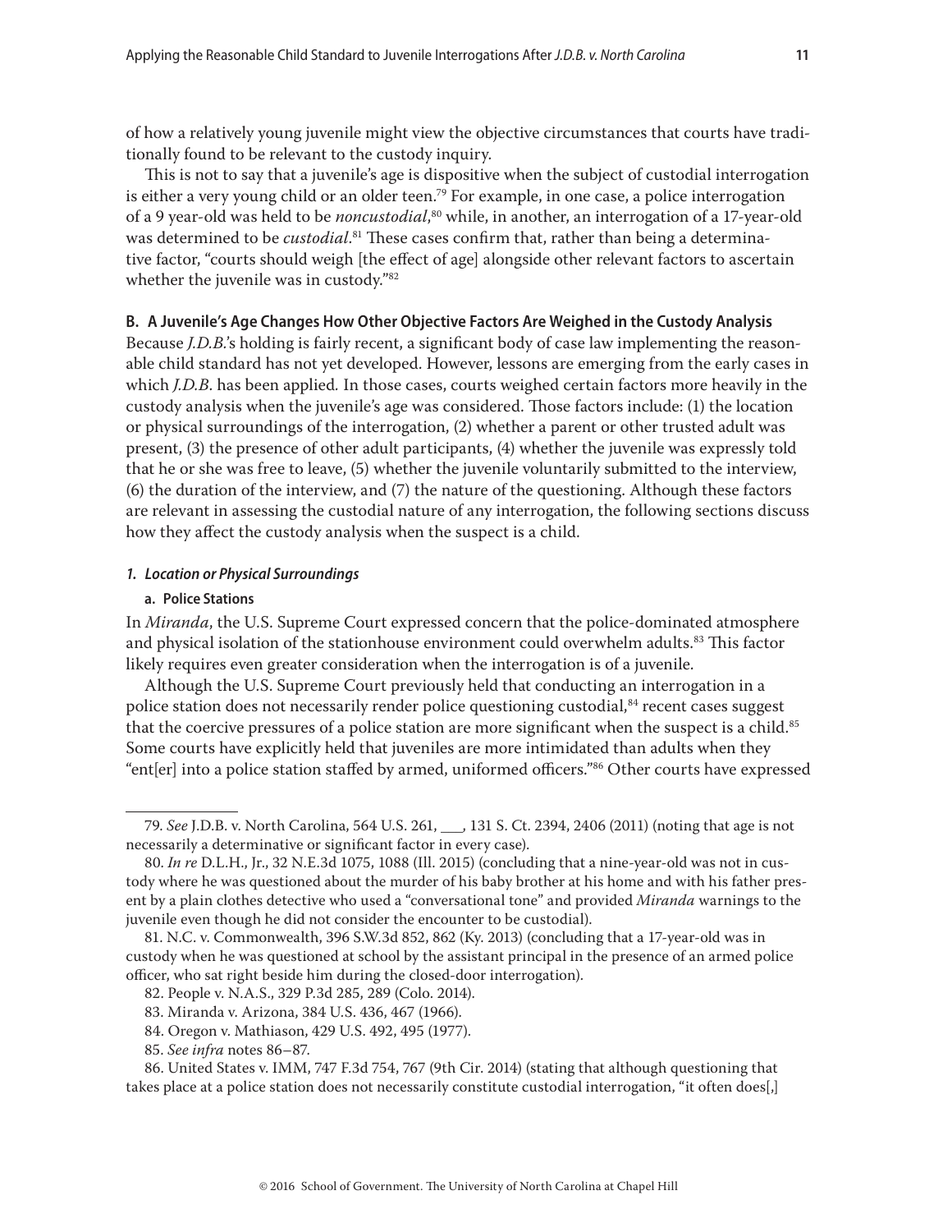of how a relatively young juvenile might view the objective circumstances that courts have traditionally found to be relevant to the custody inquiry.

This is not to say that a juvenile's age is dispositive when the subject of custodial interrogation is either a very young child or an older teen.[79] For example, in one case, a police interrogation of a 9 year-old was held to be *noncustodial*,[80] while, in another, an interrogation of a 17-year-old was determined to be *custodial*.[81] These cases confirm that, rather than being a determinative factor, "courts should weigh [the effect of age] alongside other relevant factors to ascertain whether the juvenile was in custody."[82]

### B. A Juvenile's Age Changes How Other Objective Factors Are Weighed in the Custody Analysis

Because *J.D.B.*'s holding is fairly recent, a significant body of case law implementing the reasonable child standard has not yet developed. However, lessons are emerging from the early cases in which *J.D.B.* has been applied. In those cases, courts weighed certain factors more heavily in the custody analysis when the juvenile's age was considered. Those factors include: (1) the location or physical surroundings of the interrogation, (2) whether a parent or other trusted adult was present, (3) the presence of other adult participants, (4) whether the juvenile was expressly told that he or she was free to leave, (5) whether the juvenile voluntarily submitted to the interview, (6) the duration of the interview, and (7) the nature of the questioning. Although these factors are relevant in assessing the custodial nature of any interrogation, the following sections discuss how they affect the custody analysis when the suspect is a child.

#### *1. Location or Physical Surroundings*

##### a. Police Stations

In *Miranda*, the U.S. Supreme Court expressed concern that the police-dominated atmosphere and physical isolation of the stationhouse environment could overwhelm adults.[83] This factor likely requires even greater consideration when the interrogation is of a juvenile.

Although the U.S. Supreme Court previously held that conducting an interrogation in a police station does not necessarily render police questioning custodial,[84] recent cases suggest that the coercive pressures of a police station are more significant when the suspect is a child.[85] Some courts have explicitly held that juveniles are more intimidated than adults when they "ent[er] into a police station staffed by armed, uniformed officers."[86] Other courts have expressed

---

79. *See* J.D.B. v. North Carolina, 564 U.S. 261, ___, 131 S. Ct. 2394, 2406 (2011) (noting that age is not necessarily a determinative or significant factor in every case).

80. *In re* D.L.H., Jr., 32 N.E.3d 1075, 1088 (Ill. 2015) (concluding that a nine-year-old was not in custody where he was questioned about the murder of his baby brother at his home and with his father present by a plain clothes detective who used a "conversational tone" and provided *Miranda* warnings to the juvenile even though he did not consider the encounter to be custodial).

81. N.C. v. Commonwealth, 396 S.W.3d 852, 862 (Ky. 2013) (concluding that a 17-year-old was in custody when he was questioned at school by the assistant principal in the presence of an armed police officer, who sat right beside him during the closed-door interrogation).

82. People v. N.A.S., 329 P.3d 285, 289 (Colo. 2014).

83. Miranda v. Arizona, 384 U.S. 436, 467 (1966).

84. Oregon v. Mathiason, 429 U.S. 492, 495 (1977).

85. *See infra* notes 86–87.

86. United States v. IMM, 747 F.3d 754, 767 (9th Cir. 2014) (stating that although questioning that takes place at a police station does not necessarily constitute custodial interrogation, "it often does[,]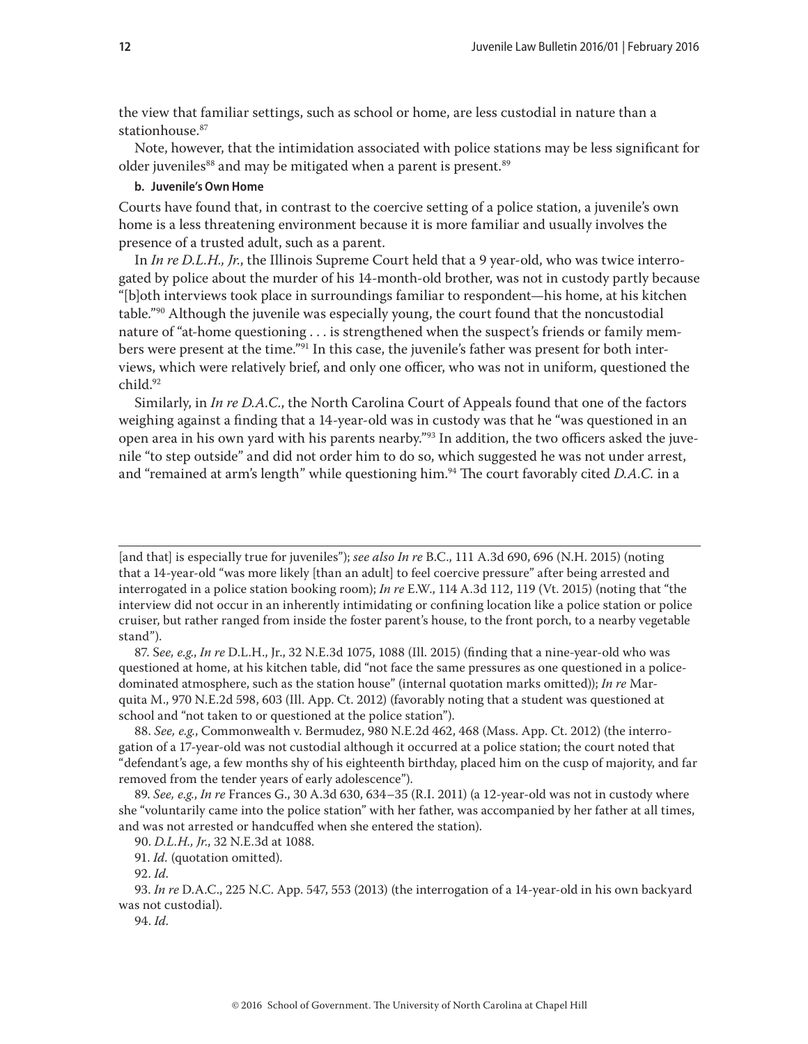the view that familiar settings, such as school or home, are less custodial in nature than a stationhouse.[87]

Note, however, that the intimidation associated with police stations may be less significant for older juveniles[88] and may be mitigated when a parent is present.[89]

#### b. Juvenile's Own Home

Courts have found that, in contrast to the coercive setting of a police station, a juvenile's own home is a less threatening environment because it is more familiar and usually involves the presence of a trusted adult, such as a parent.

In *In re D.L.H., Jr.*, the Illinois Supreme Court held that a 9 year-old, who was twice interrogated by police about the murder of his 14-month-old brother, was not in custody partly because "[b]oth interviews took place in surroundings familiar to respondent—his home, at his kitchen table."[90] Although the juvenile was especially young, the court found that the noncustodial nature of "at-home questioning . . . is strengthened when the suspect's friends or family members were present at the time."[91] In this case, the juvenile's father was present for both interviews, which were relatively brief, and only one officer, who was not in uniform, questioned the child.[92]

Similarly, in *In re D.A.C.*, the North Carolina Court of Appeals found that one of the factors weighing against a finding that a 14-year-old was in custody was that he "was questioned in an open area in his own yard with his parents nearby."[93] In addition, the two officers asked the juvenile "to step outside" and did not order him to do so, which suggested he was not under arrest, and "remained at arm's length" while questioning him.[94] The court favorably cited *D.A.C.* in a

---

[and that] is especially true for juveniles"); *see also In re* B.C., 111 A.3d 690, 696 (N.H. 2015) (noting that a 14-year-old "was more likely [than an adult] to feel coercive pressure" after being arrested and interrogated in a police station booking room); *In re* E.W., 114 A.3d 112, 119 (Vt. 2015) (noting that "the interview did not occur in an inherently intimidating or confining location like a police station or police cruiser, but rather ranged from inside the foster parent's house, to the front porch, to a nearby vegetable stand").

87. S*ee, e.g.*, *In re* D.L.H., Jr., 32 N.E.3d 1075, 1088 (Ill. 2015) (finding that a nine-year-old who was questioned at home, at his kitchen table, did "not face the same pressures as one questioned in a police-dominated atmosphere, such as the station house" (internal quotation marks omitted)); *In re* Marquita M., 970 N.E.2d 598, 603 (Ill. App. Ct. 2012) (favorably noting that a student was questioned at school and "not taken to or questioned at the police station").

88. *See, e.g.*, Commonwealth v. Bermudez, 980 N.E.2d 462, 468 (Mass. App. Ct. 2012) (the interrogation of a 17-year-old was not custodial although it occurred at a police station; the court noted that "defendant's age, a few months shy of his eighteenth birthday, placed him on the cusp of majority, and far removed from the tender years of early adolescence").

89. *See, e.g.*, *In re* Frances G., 30 A.3d 630, 634–35 (R.I. 2011) (a 12-year-old was not in custody where she "voluntarily came into the police station" with her father, was accompanied by her father at all times, and was not arrested or handcuffed when she entered the station).

90. *D.L.H., Jr.*, 32 N.E.3d at 1088.

91. *Id.* (quotation omitted).

92. *Id.*

93. *In re* D.A.C., 225 N.C. App. 547, 553 (2013) (the interrogation of a 14-year-old in his own backyard was not custodial).

94. *Id.*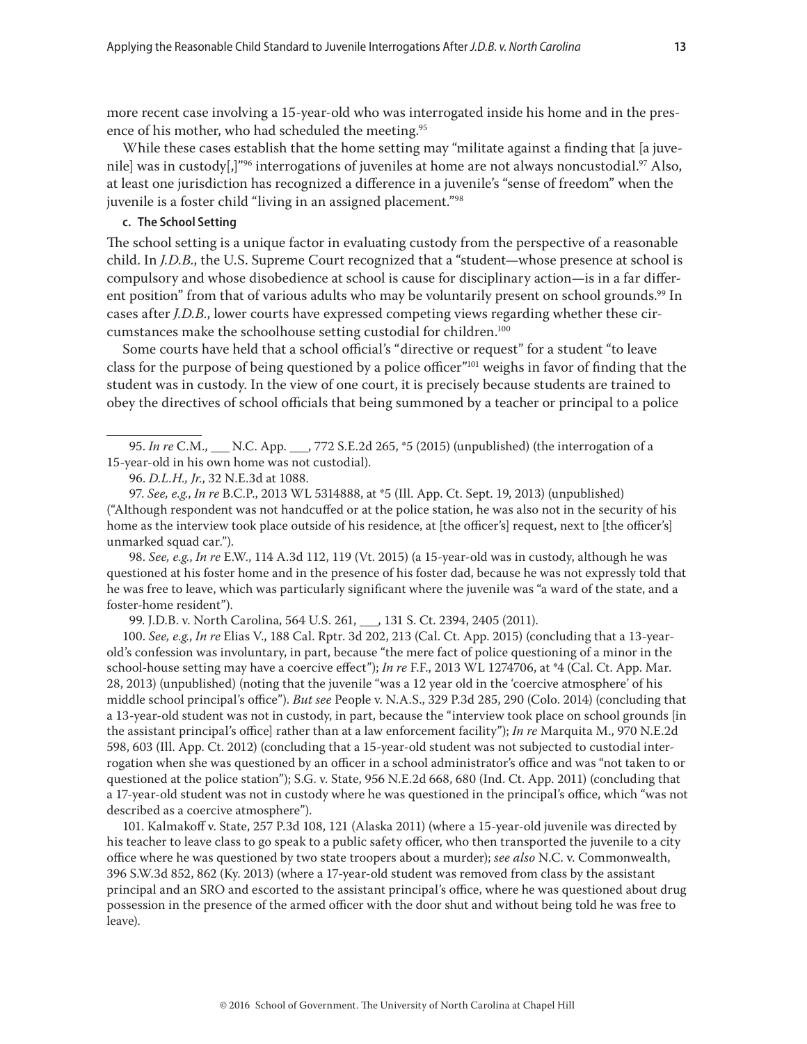more recent case involving a 15-year-old who was interrogated inside his home and in the presence of his mother, who had scheduled the meeting.[95]

While these cases establish that the home setting may "militate against a finding that [a juvenile] was in custody[,]"[96] interrogations of juveniles at home are not always noncustodial.[97] Also, at least one jurisdiction has recognized a difference in a juvenile's "sense of freedom" when the juvenile is a foster child "living in an assigned placement."[98]

**c. The School Setting**

The school setting is a unique factor in evaluating custody from the perspective of a reasonable child. In *J.D.B.*, the U.S. Supreme Court recognized that a "student—whose presence at school is compulsory and whose disobedience at school is cause for disciplinary action—is in a far different position" from that of various adults who may be voluntarily present on school grounds.[99] In cases after *J.D.B.*, lower courts have expressed competing views regarding whether these circumstances make the schoolhouse setting custodial for children.[100]

Some courts have held that a school official's "directive or request" for a student "to leave class for the purpose of being questioned by a police officer"[101] weighs in favor of finding that the student was in custody. In the view of one court, it is precisely because students are trained to obey the directives of school officials that being summoned by a teacher or principal to a police

---

95. *In re* C.M., ___ N.C. App. ___, 772 S.E.2d 265, *5 (2015) (unpublished) (the interrogation of a 15-year-old in his own home was not custodial).

96. *D.L.H., Jr.*, 32 N.E.3d at 1088.

97. *See, e.g.*, *In re* B.C.P., 2013 WL 5314888, at *5 (Ill. App. Ct. Sept. 19, 2013) (unpublished) ("Although respondent was not handcuffed or at the police station, he was also not in the security of his home as the interview took place outside of his residence, at [the officer's] request, next to [the officer's] unmarked squad car.").

98. *See, e.g.*, *In re* E.W., 114 A.3d 112, 119 (Vt. 2015) (a 15-year-old was in custody, although he was questioned at his foster home and in the presence of his foster dad, because he was not expressly told that he was free to leave, which was particularly significant where the juvenile was "a ward of the state, and a foster-home resident").

99. J.D.B. v. North Carolina, 564 U.S. 261, ___, 131 S. Ct. 2394, 2405 (2011).

100. *See, e.g.*, *In re* Elias V., 188 Cal. Rptr. 3d 202, 213 (Cal. Ct. App. 2015) (concluding that a 13-year-old's confession was involuntary, in part, because "the mere fact of police questioning of a minor in the school-house setting may have a coercive effect"); *In re* F.F., 2013 WL 1274706, at *4 (Cal. Ct. App. Mar. 28, 2013) (unpublished) (noting that the juvenile "was a 12 year old in the 'coercive atmosphere' of his middle school principal's office"). *But see* People v. N.A.S., 329 P.3d 285, 290 (Colo. 2014) (concluding that a 13-year-old student was not in custody, in part, because the "interview took place on school grounds [in the assistant principal's office] rather than at a law enforcement facility"); *In re* Marquita M., 970 N.E.2d 598, 603 (Ill. App. Ct. 2012) (concluding that a 15-year-old student was not subjected to custodial interrogation when she was questioned by an officer in a school administrator's office and was "not taken to or questioned at the police station"); S.G. v. State, 956 N.E.2d 668, 680 (Ind. Ct. App. 2011) (concluding that a 17-year-old student was not in custody where he was questioned in the principal's office, which "was not described as a coercive atmosphere").

101. Kalmakoff v. State, 257 P.3d 108, 121 (Alaska 2011) (where a 15-year-old juvenile was directed by his teacher to leave class to go speak to a public safety officer, who then transported the juvenile to a city office where he was questioned by two state troopers about a murder); *see also* N.C. v. Commonwealth, 396 S.W.3d 852, 862 (Ky. 2013) (where a 17-year-old student was removed from class by the assistant principal and an SRO and escorted to the assistant principal's office, where he was questioned about drug possession in the presence of the armed officer with the door shut and without being told he was free to leave).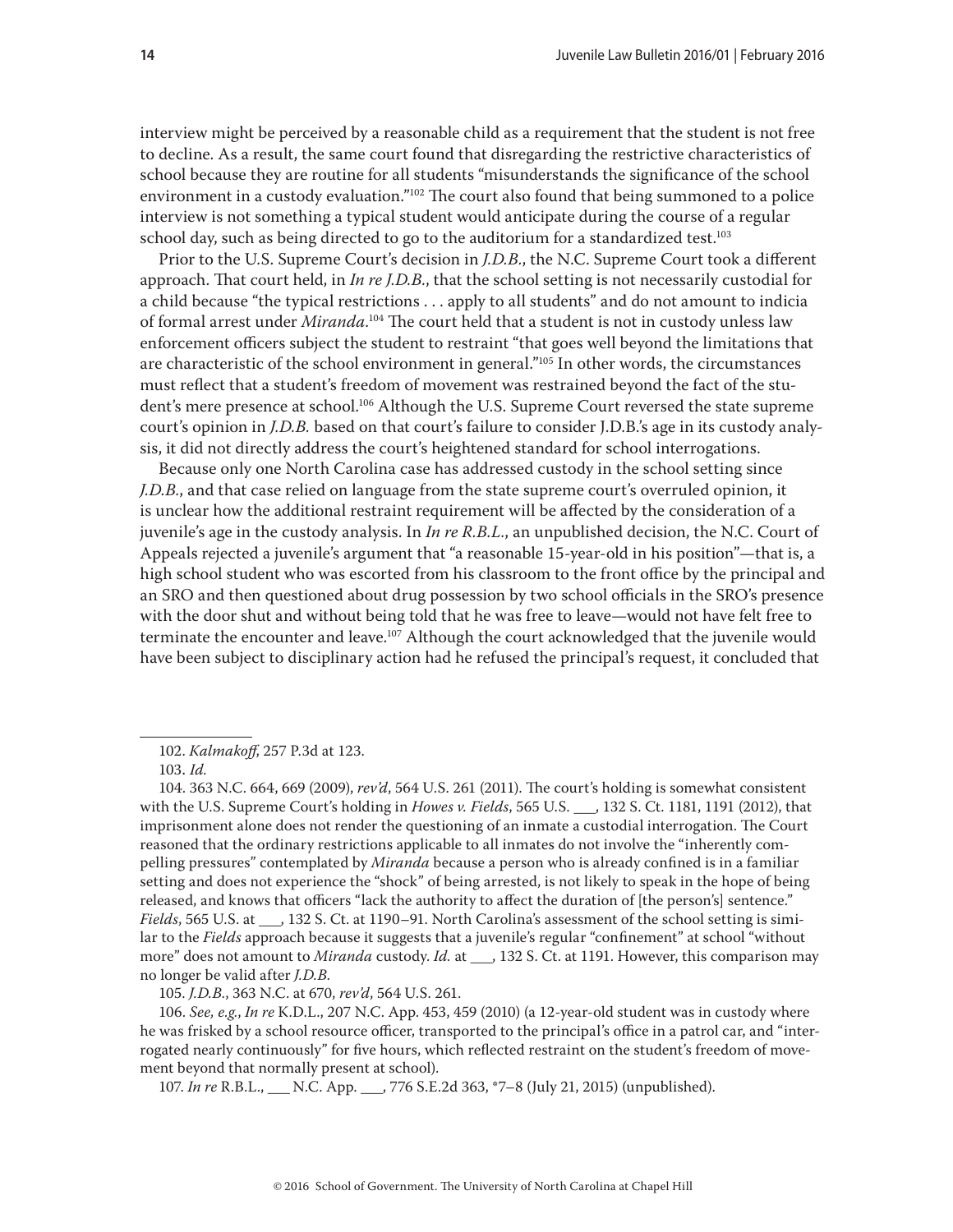interview might be perceived by a reasonable child as a requirement that the student is not free to decline. As a result, the same court found that disregarding the restrictive characteristics of school because they are routine for all students "misunderstands the significance of the school environment in a custody evaluation."[102] The court also found that being summoned to a police interview is not something a typical student would anticipate during the course of a regular school day, such as being directed to go to the auditorium for a standardized test.[103]

Prior to the U.S. Supreme Court's decision in *J.D.B.*, the N.C. Supreme Court took a different approach. That court held, in *In re J.D.B.*, that the school setting is not necessarily custodial for a child because "the typical restrictions . . . apply to all students" and do not amount to indicia of formal arrest under *Miranda*.[104] The court held that a student is not in custody unless law enforcement officers subject the student to restraint "that goes well beyond the limitations that are characteristic of the school environment in general."[105] In other words, the circumstances must reflect that a student's freedom of movement was restrained beyond the fact of the student's mere presence at school.[106] Although the U.S. Supreme Court reversed the state supreme court's opinion in *J.D.B.* based on that court's failure to consider J.D.B.'s age in its custody analysis, it did not directly address the court's heightened standard for school interrogations.

Because only one North Carolina case has addressed custody in the school setting since *J.D.B.*, and that case relied on language from the state supreme court's overruled opinion, it is unclear how the additional restraint requirement will be affected by the consideration of a juvenile's age in the custody analysis. In *In re R.B.L.*, an unpublished decision, the N.C. Court of Appeals rejected a juvenile's argument that "a reasonable 15-year-old in his position"—that is, a high school student who was escorted from his classroom to the front office by the principal and an SRO and then questioned about drug possession by two school officials in the SRO's presence with the door shut and without being told that he was free to leave—would not have felt free to terminate the encounter and leave.[107] Although the court acknowledged that the juvenile would have been subject to disciplinary action had he refused the principal's request, it concluded that

---

102. *Kalmakoff*, 257 P.3d at 123.

103. *Id.*

104. 363 N.C. 664, 669 (2009), *rev'd*, 564 U.S. 261 (2011). The court's holding is somewhat consistent with the U.S. Supreme Court's holding in *Howes v. Fields*, 565 U.S. ___, 132 S. Ct. 1181, 1191 (2012), that imprisonment alone does not render the questioning of an inmate a custodial interrogation. The Court reasoned that the ordinary restrictions applicable to all inmates do not involve the "inherently compelling pressures" contemplated by *Miranda* because a person who is already confined is in a familiar setting and does not experience the "shock" of being arrested, is not likely to speak in the hope of being released, and knows that officers "lack the authority to affect the duration of [the person's] sentence." *Fields*, 565 U.S. at ___, 132 S. Ct. at 1190–91. North Carolina's assessment of the school setting is similar to the *Fields* approach because it suggests that a juvenile's regular "confinement" at school "without more" does not amount to *Miranda* custody. *Id.* at ___, 132 S. Ct. at 1191. However, this comparison may no longer be valid after *J.D.B.*

105. *J.D.B.*, 363 N.C. at 670, *rev'd*, 564 U.S. 261.

106. *See, e.g.*, *In re* K.D.L., 207 N.C. App. 453, 459 (2010) (a 12-year-old student was in custody where he was frisked by a school resource officer, transported to the principal's office in a patrol car, and "interrogated nearly continuously" for five hours, which reflected restraint on the student's freedom of movement beyond that normally present at school).

107. *In re* R.B.L., ___ N.C. App. ___, 776 S.E.2d 363, *7–8 (July 21, 2015) (unpublished).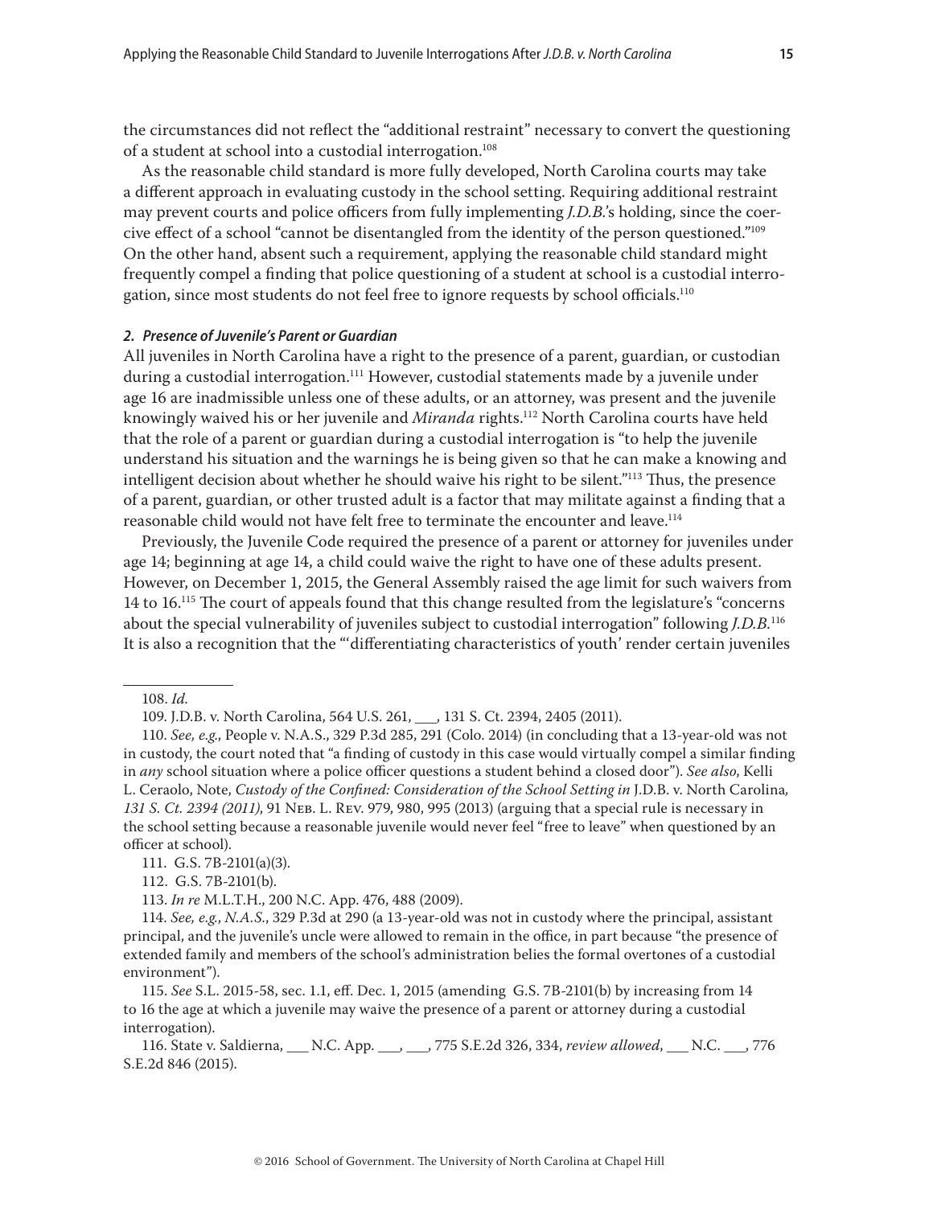the circumstances did not reflect the "additional restraint" necessary to convert the questioning of a student at school into a custodial interrogation.[108]

As the reasonable child standard is more fully developed, North Carolina courts may take a different approach in evaluating custody in the school setting. Requiring additional restraint may prevent courts and police officers from fully implementing *J.D.B.*'s holding, since the coercive effect of a school "cannot be disentangled from the identity of the person questioned."[109] On the other hand, absent such a requirement, applying the reasonable child standard might frequently compel a finding that police questioning of a student at school is a custodial interrogation, since most students do not feel free to ignore requests by school officials.[110]

### *2. Presence of Juvenile's Parent or Guardian*

All juveniles in North Carolina have a right to the presence of a parent, guardian, or custodian during a custodial interrogation.[111] However, custodial statements made by a juvenile under age 16 are inadmissible unless one of these adults, or an attorney, was present and the juvenile knowingly waived his or her juvenile and *Miranda* rights.[112] North Carolina courts have held that the role of a parent or guardian during a custodial interrogation is "to help the juvenile understand his situation and the warnings he is being given so that he can make a knowing and intelligent decision about whether he should waive his right to be silent."[113] Thus, the presence of a parent, guardian, or other trusted adult is a factor that may militate against a finding that a reasonable child would not have felt free to terminate the encounter and leave.[114]

Previously, the Juvenile Code required the presence of a parent or attorney for juveniles under age 14; beginning at age 14, a child could waive the right to have one of these adults present. However, on December 1, 2015, the General Assembly raised the age limit for such waivers from 14 to 16.[115] The court of appeals found that this change resulted from the legislature's "concerns about the special vulnerability of juveniles subject to custodial interrogation" following *J.D.B.*[116] It is also a recognition that the "'differentiating characteristics of youth' render certain juveniles

---

108. *Id.*

109. J.D.B. v. North Carolina, 564 U.S. 261, ___, 131 S. Ct. 2394, 2405 (2011).

110. *See, e.g.*, People v. N.A.S., 329 P.3d 285, 291 (Colo. 2014) (in concluding that a 13-year-old was not in custody, the court noted that "a finding of custody in this case would virtually compel a similar finding in *any* school situation where a police officer questions a student behind a closed door"). *See also*, Kelli L. Ceraolo, Note, *Custody of the Confined: Consideration of the School Setting in* J.D.B. v. North Carolina*, 131 S. Ct. 2394 (2011)*, 91 Neb. L. Rev. 979, 980, 995 (2013) (arguing that a special rule is necessary in the school setting because a reasonable juvenile would never feel "free to leave" when questioned by an officer at school).

111. G.S. 7B-2101(a)(3).

112. G.S. 7B-2101(b).

113. *In re* M.L.T.H., 200 N.C. App. 476, 488 (2009).

114. *See, e.g.*, *N.A.S.*, 329 P.3d at 290 (a 13-year-old was not in custody where the principal, assistant principal, and the juvenile's uncle were allowed to remain in the office, in part because "the presence of extended family and members of the school's administration belies the formal overtones of a custodial environment").

115. *See* S.L. 2015-58, sec. 1.1, eff. Dec. 1, 2015 (amending G.S. 7B-2101(b) by increasing from 14 to 16 the age at which a juvenile may waive the presence of a parent or attorney during a custodial interrogation).

116. State v. Saldierna, ___ N.C. App. ___, ___, 775 S.E.2d 326, 334, *review allowed*, ___ N.C. ___, 776 S.E.2d 846 (2015).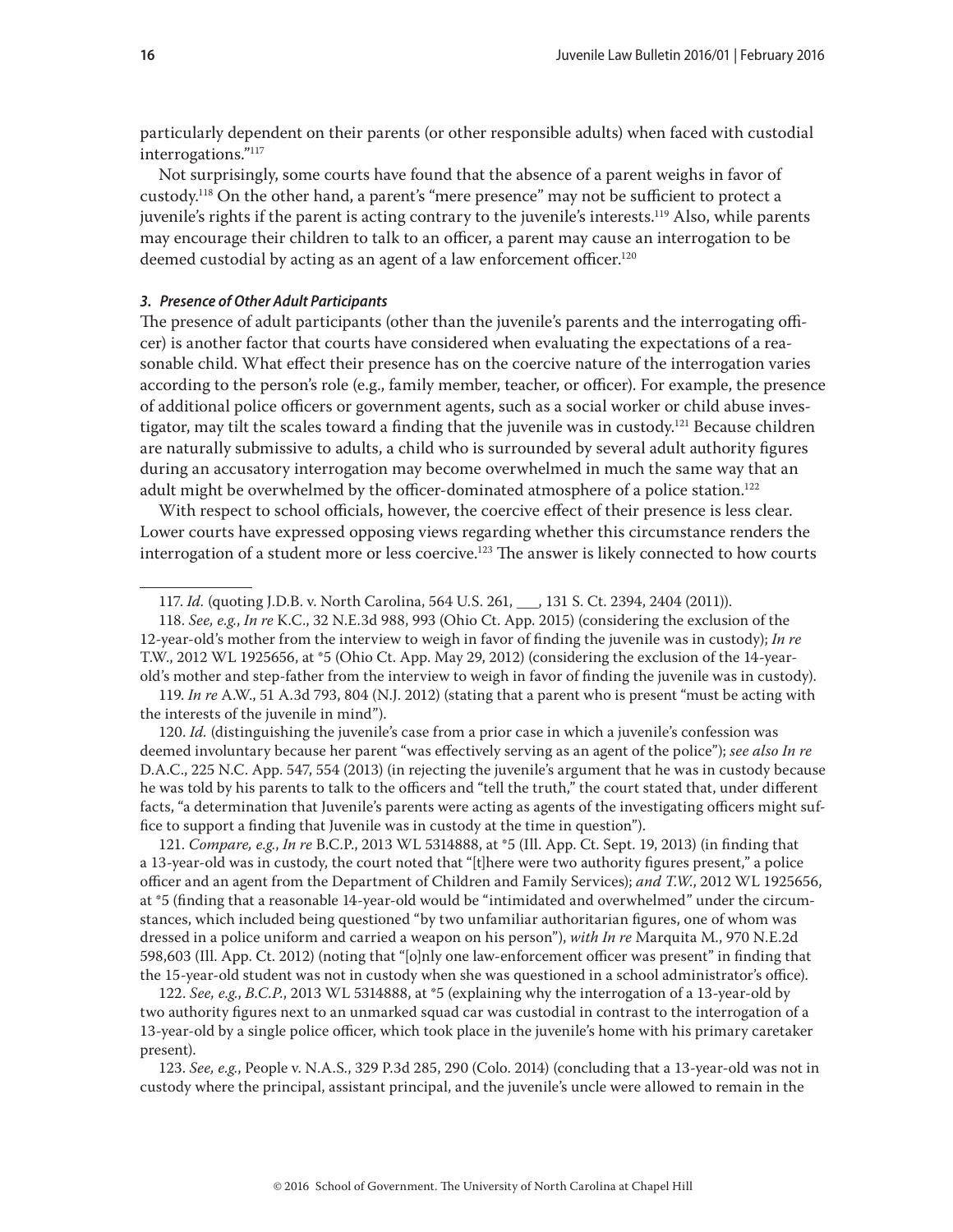particularly dependent on their parents (or other responsible adults) when faced with custodial interrogations."[117]

Not surprisingly, some courts have found that the absence of a parent weighs in favor of custody.[118] On the other hand, a parent's "mere presence" may not be sufficient to protect a juvenile's rights if the parent is acting contrary to the juvenile's interests.[119] Also, while parents may encourage their children to talk to an officer, a parent may cause an interrogation to be deemed custodial by acting as an agent of a law enforcement officer.[120]

#### *3. Presence of Other Adult Participants*

The presence of adult participants (other than the juvenile's parents and the interrogating officer) is another factor that courts have considered when evaluating the expectations of a reasonable child. What effect their presence has on the coercive nature of the interrogation varies according to the person's role (e.g., family member, teacher, or officer). For example, the presence of additional police officers or government agents, such as a social worker or child abuse investigator, may tilt the scales toward a finding that the juvenile was in custody.[121] Because children are naturally submissive to adults, a child who is surrounded by several adult authority figures during an accusatory interrogation may become overwhelmed in much the same way that an adult might be overwhelmed by the officer-dominated atmosphere of a police station.[122]

With respect to school officials, however, the coercive effect of their presence is less clear. Lower courts have expressed opposing views regarding whether this circumstance renders the interrogation of a student more or less coercive.[123] The answer is likely connected to how courts

---

117. *Id.* (quoting J.D.B. v. North Carolina, 564 U.S. 261, ___, 131 S. Ct. 2394, 2404 (2011)).

118. *See, e.g.*, *In re* K.C., 32 N.E.3d 988, 993 (Ohio Ct. App. 2015) (considering the exclusion of the 12-year-old's mother from the interview to weigh in favor of finding the juvenile was in custody); *In re* T.W., 2012 WL 1925656, at *5 (Ohio Ct. App. May 29, 2012) (considering the exclusion of the 14-year-old's mother and step-father from the interview to weigh in favor of finding the juvenile was in custody).

119. *In re* A.W., 51 A.3d 793, 804 (N.J. 2012) (stating that a parent who is present "must be acting with the interests of the juvenile in mind").

120. *Id.* (distinguishing the juvenile's case from a prior case in which a juvenile's confession was deemed involuntary because her parent "was effectively serving as an agent of the police"); *see also In re* D.A.C., 225 N.C. App. 547, 554 (2013) (in rejecting the juvenile's argument that he was in custody because he was told by his parents to talk to the officers and "tell the truth," the court stated that, under different facts, "a determination that Juvenile's parents were acting as agents of the investigating officers might suffice to support a finding that Juvenile was in custody at the time in question").

121. *Compare, e.g.*, *In re* B.C.P., 2013 WL 5314888, at *5 (Ill. App. Ct. Sept. 19, 2013) (in finding that a 13-year-old was in custody, the court noted that "[t]here were two authority figures present," a police officer and an agent from the Department of Children and Family Services); *and T.W.*, 2012 WL 1925656, at *5 (finding that a reasonable 14-year-old would be "intimidated and overwhelmed" under the circumstances, which included being questioned "by two unfamiliar authoritarian figures, one of whom was dressed in a police uniform and carried a weapon on his person"), *with In re* Marquita M., 970 N.E.2d 598,603 (Ill. App. Ct. 2012) (noting that "[o]nly one law-enforcement officer was present" in finding that the 15-year-old student was not in custody when she was questioned in a school administrator's office).

122. *See, e.g.*, *B.C.P.*, 2013 WL 5314888, at *5 (explaining why the interrogation of a 13-year-old by two authority figures next to an unmarked squad car was custodial in contrast to the interrogation of a 13-year-old by a single police officer, which took place in the juvenile's home with his primary caretaker present).

123. *See, e.g.*, People v. N.A.S., 329 P.3d 285, 290 (Colo. 2014) (concluding that a 13-year-old was not in custody where the principal, assistant principal, and the juvenile's uncle were allowed to remain in the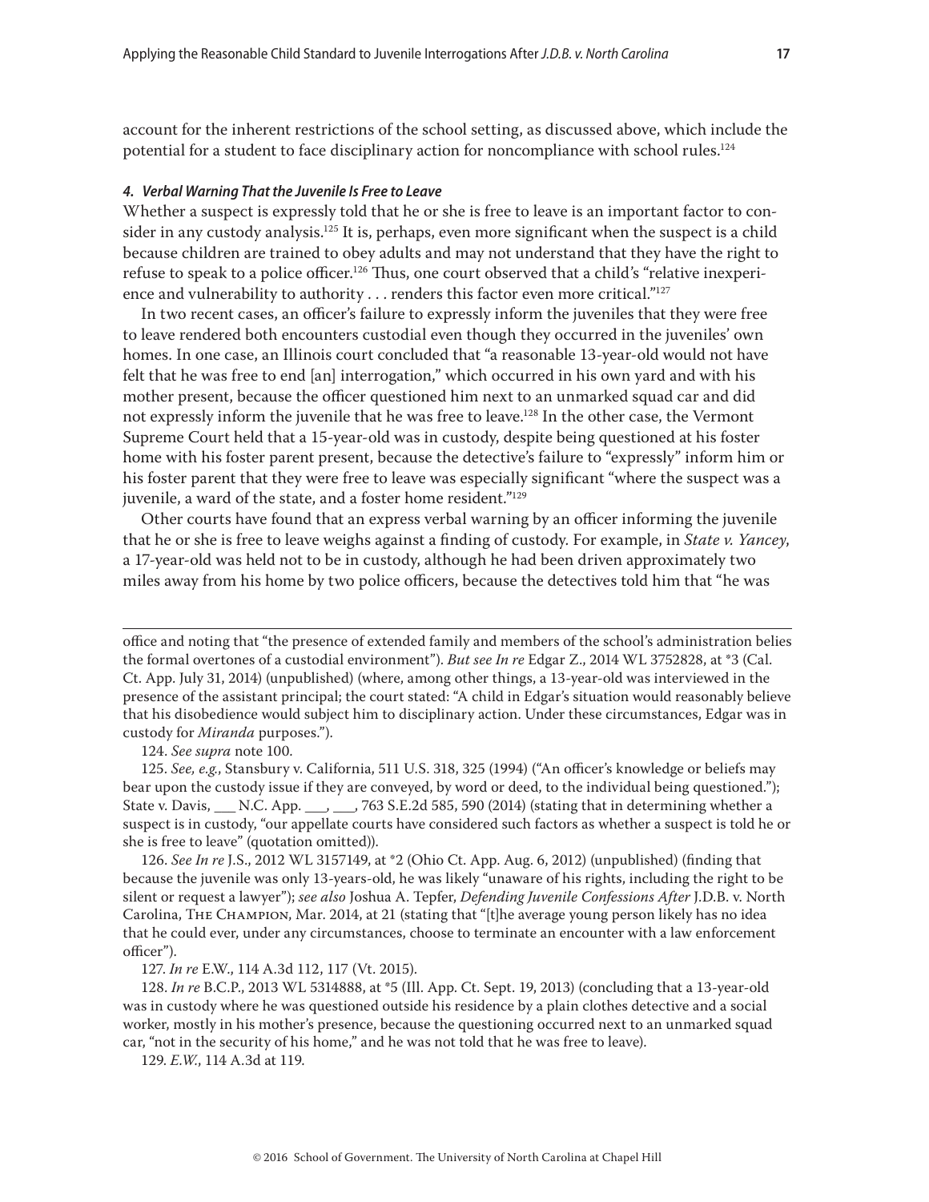account for the inherent restrictions of the school setting, as discussed above, which include the potential for a student to face disciplinary action for noncompliance with school rules.[124]

#### *4. Verbal Warning That the Juvenile Is Free to Leave*

Whether a suspect is expressly told that he or she is free to leave is an important factor to consider in any custody analysis.[125] It is, perhaps, even more significant when the suspect is a child because children are trained to obey adults and may not understand that they have the right to refuse to speak to a police officer.[126] Thus, one court observed that a child's "relative inexperience and vulnerability to authority . . . renders this factor even more critical."[127]

In two recent cases, an officer's failure to expressly inform the juveniles that they were free to leave rendered both encounters custodial even though they occurred in the juveniles' own homes. In one case, an Illinois court concluded that "a reasonable 13-year-old would not have felt that he was free to end [an] interrogation," which occurred in his own yard and with his mother present, because the officer questioned him next to an unmarked squad car and did not expressly inform the juvenile that he was free to leave.[128] In the other case, the Vermont Supreme Court held that a 15-year-old was in custody, despite being questioned at his foster home with his foster parent present, because the detective's failure to "expressly" inform him or his foster parent that they were free to leave was especially significant "where the suspect was a juvenile, a ward of the state, and a foster home resident."[129]

Other courts have found that an express verbal warning by an officer informing the juvenile that he or she is free to leave weighs against a finding of custody. For example, in *State v. Yancey*, a 17-year-old was held not to be in custody, although he had been driven approximately two miles away from his home by two police officers, because the detectives told him that "he was

---

office and noting that "the presence of extended family and members of the school's administration belies the formal overtones of a custodial environment"). *But see In re* Edgar Z., 2014 WL 3752828, at *3 (Cal. Ct. App. July 31, 2014) (unpublished) (where, among other things, a 13-year-old was interviewed in the presence of the assistant principal; the court stated: "A child in Edgar's situation would reasonably believe that his disobedience would subject him to disciplinary action. Under these circumstances, Edgar was in custody for *Miranda* purposes.").

124. *See supra* note 100.

125. *See, e.g.*, Stansbury v. California, 511 U.S. 318, 325 (1994) ("An officer's knowledge or beliefs may bear upon the custody issue if they are conveyed, by word or deed, to the individual being questioned."); State v. Davis, ___ N.C. App. ___, ___, 763 S.E.2d 585, 590 (2014) (stating that in determining whether a suspect is in custody, "our appellate courts have considered such factors as whether a suspect is told he or she is free to leave" (quotation omitted)).

126. *See In re* J.S., 2012 WL 3157149, at *2 (Ohio Ct. App. Aug. 6, 2012) (unpublished) (finding that because the juvenile was only 13-years-old, he was likely "unaware of his rights, including the right to be silent or request a lawyer"); *see also* Joshua A. Tepfer, *Defending Juvenile Confessions After* J.D.B. v. North Carolina, The Champion, Mar. 2014, at 21 (stating that "[t]he average young person likely has no idea that he could ever, under any circumstances, choose to terminate an encounter with a law enforcement officer").

127. *In re* E.W., 114 A.3d 112, 117 (Vt. 2015).

128. *In re* B.C.P., 2013 WL 5314888, at *5 (Ill. App. Ct. Sept. 19, 2013) (concluding that a 13-year-old was in custody where he was questioned outside his residence by a plain clothes detective and a social worker, mostly in his mother's presence, because the questioning occurred next to an unmarked squad car, "not in the security of his home," and he was not told that he was free to leave).

129. *E.W.*, 114 A.3d at 119.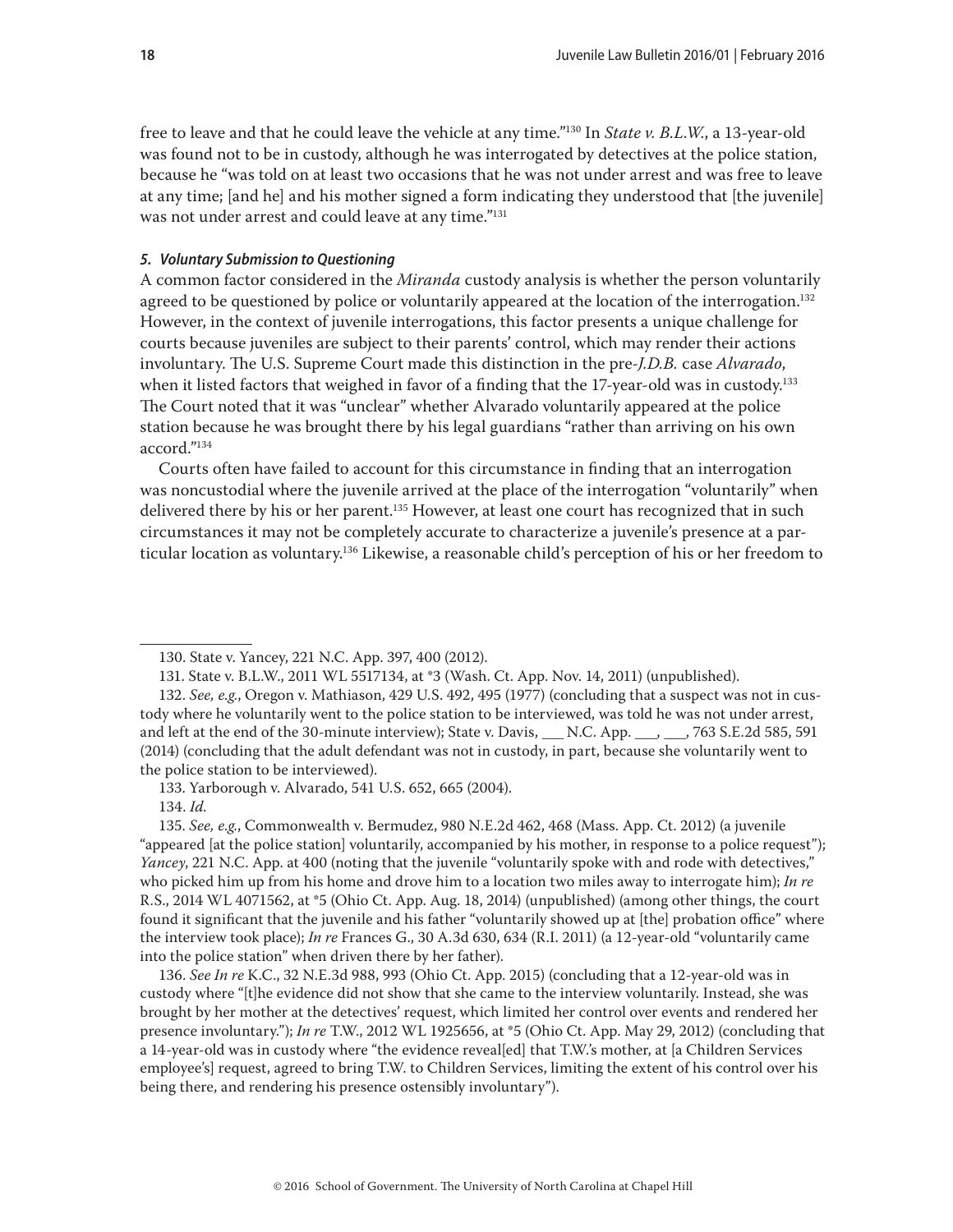free to leave and that he could leave the vehicle at any time."[130] In *State v. B.L.W.*, a 13-year-old was found not to be in custody, although he was interrogated by detectives at the police station, because he "was told on at least two occasions that he was not under arrest and was free to leave at any time; [and he] and his mother signed a form indicating they understood that [the juvenile] was not under arrest and could leave at any time."[131]

#### *5. Voluntary Submission to Questioning*

A common factor considered in the *Miranda* custody analysis is whether the person voluntarily agreed to be questioned by police or voluntarily appeared at the location of the interrogation.[132] However, in the context of juvenile interrogations, this factor presents a unique challenge for courts because juveniles are subject to their parents' control, which may render their actions involuntary. The U.S. Supreme Court made this distinction in the pre-*J.D.B.* case *Alvarado*, when it listed factors that weighed in favor of a finding that the 17-year-old was in custody.[133] The Court noted that it was "unclear" whether Alvarado voluntarily appeared at the police station because he was brought there by his legal guardians "rather than arriving on his own accord."[134]

Courts often have failed to account for this circumstance in finding that an interrogation was noncustodial where the juvenile arrived at the place of the interrogation "voluntarily" when delivered there by his or her parent.[135] However, at least one court has recognized that in such circumstances it may not be completely accurate to characterize a juvenile's presence at a particular location as voluntary.[136] Likewise, a reasonable child's perception of his or her freedom to

---

130. State v. Yancey, 221 N.C. App. 397, 400 (2012).

131. State v. B.L.W., 2011 WL 5517134, at *3 (Wash. Ct. App. Nov. 14, 2011) (unpublished).

132. *See, e.g.*, Oregon v. Mathiason, 429 U.S. 492, 495 (1977) (concluding that a suspect was not in custody where he voluntarily went to the police station to be interviewed, was told he was not under arrest, and left at the end of the 30-minute interview); State v. Davis, ___ N.C. App. ___, ___, 763 S.E.2d 585, 591 (2014) (concluding that the adult defendant was not in custody, in part, because she voluntarily went to the police station to be interviewed).

133. Yarborough v. Alvarado, 541 U.S. 652, 665 (2004).

134. *Id.*

135. *See, e.g.*, Commonwealth v. Bermudez, 980 N.E.2d 462, 468 (Mass. App. Ct. 2012) (a juvenile "appeared [at the police station] voluntarily, accompanied by his mother, in response to a police request"); *Yancey*, 221 N.C. App. at 400 (noting that the juvenile "voluntarily spoke with and rode with detectives," who picked him up from his home and drove him to a location two miles away to interrogate him); *In re* R.S., 2014 WL 4071562, at *5 (Ohio Ct. App. Aug. 18, 2014) (unpublished) (among other things, the court found it significant that the juvenile and his father "voluntarily showed up at [the] probation office" where the interview took place); *In re* Frances G., 30 A.3d 630, 634 (R.I. 2011) (a 12-year-old "voluntarily came into the police station" when driven there by her father).

136. *See In re* K.C., 32 N.E.3d 988, 993 (Ohio Ct. App. 2015) (concluding that a 12-year-old was in custody where "[t]he evidence did not show that she came to the interview voluntarily. Instead, she was brought by her mother at the detectives' request, which limited her control over events and rendered her presence involuntary."); *In re* T.W., 2012 WL 1925656, at *5 (Ohio Ct. App. May 29, 2012) (concluding that a 14-year-old was in custody where "the evidence reveal[ed] that T.W.'s mother, at [a Children Services employee's] request, agreed to bring T.W. to Children Services, limiting the extent of his control over his being there, and rendering his presence ostensibly involuntary").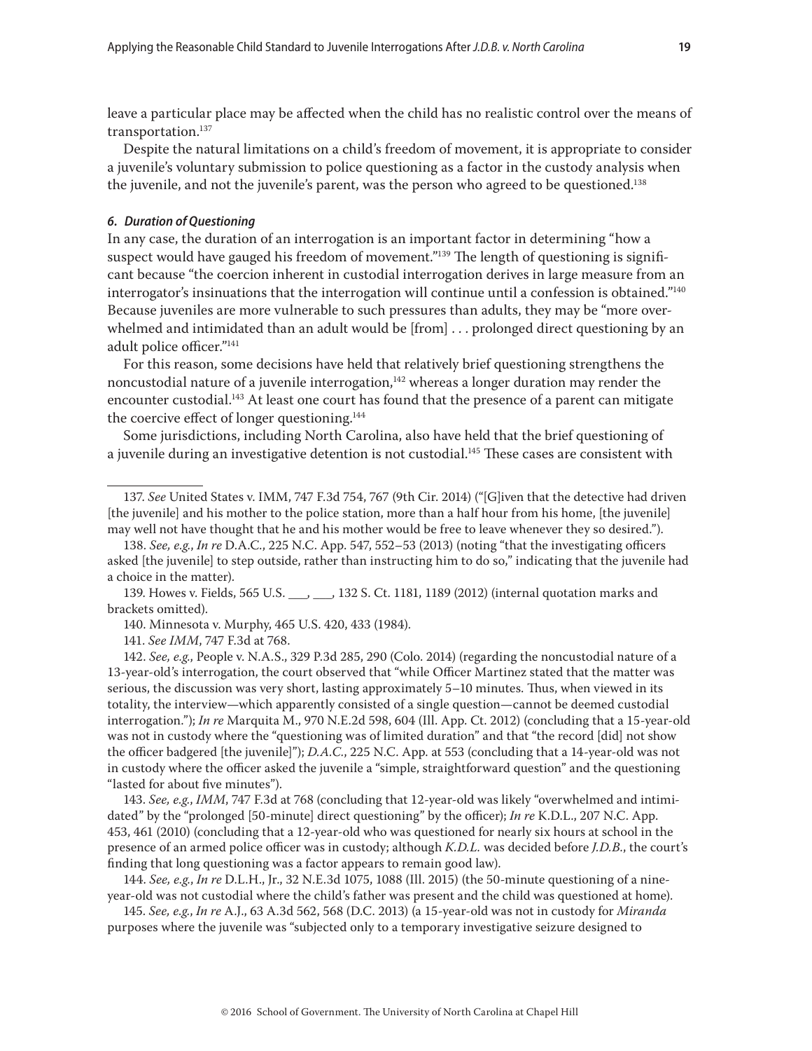leave a particular place may be affected when the child has no realistic control over the means of transportation.[137]

Despite the natural limitations on a child's freedom of movement, it is appropriate to consider a juvenile's voluntary submission to police questioning as a factor in the custody analysis when the juvenile, and not the juvenile's parent, was the person who agreed to be questioned.[138]

#### *6. Duration of Questioning*

In any case, the duration of an interrogation is an important factor in determining "how a suspect would have gauged his freedom of movement."[139] The length of questioning is significant because "the coercion inherent in custodial interrogation derives in large measure from an interrogator's insinuations that the interrogation will continue until a confession is obtained."[140] Because juveniles are more vulnerable to such pressures than adults, they may be "more overwhelmed and intimidated than an adult would be [from] . . . prolonged direct questioning by an adult police officer."[141]

For this reason, some decisions have held that relatively brief questioning strengthens the noncustodial nature of a juvenile interrogation,[142] whereas a longer duration may render the encounter custodial.[143] At least one court has found that the presence of a parent can mitigate the coercive effect of longer questioning.[144]

Some jurisdictions, including North Carolina, also have held that the brief questioning of a juvenile during an investigative detention is not custodial.[145] These cases are consistent with

---

137. *See* United States v. IMM, 747 F.3d 754, 767 (9th Cir. 2014) ("[G]iven that the detective had driven [the juvenile] and his mother to the police station, more than a half hour from his home, [the juvenile] may well not have thought that he and his mother would be free to leave whenever they so desired.").

138. *See, e.g.*, *In re* D.A.C., 225 N.C. App. 547, 552–53 (2013) (noting "that the investigating officers asked [the juvenile] to step outside, rather than instructing him to do so," indicating that the juvenile had a choice in the matter).

139. Howes v. Fields, 565 U.S. ___, ___, 132 S. Ct. 1181, 1189 (2012) (internal quotation marks and brackets omitted).

140. Minnesota v. Murphy, 465 U.S. 420, 433 (1984).

141. *See IMM*, 747 F.3d at 768.

142. *See, e.g.*, People v. N.A.S., 329 P.3d 285, 290 (Colo. 2014) (regarding the noncustodial nature of a 13-year-old's interrogation, the court observed that "while Officer Martinez stated that the matter was serious, the discussion was very short, lasting approximately 5–10 minutes. Thus, when viewed in its totality, the interview—which apparently consisted of a single question—cannot be deemed custodial interrogation."); *In re* Marquita M., 970 N.E.2d 598, 604 (Ill. App. Ct. 2012) (concluding that a 15-year-old was not in custody where the "questioning was of limited duration" and that "the record [did] not show the officer badgered [the juvenile]"); *D.A.C.*, 225 N.C. App. at 553 (concluding that a 14-year-old was not in custody where the officer asked the juvenile a "simple, straightforward question" and the questioning "lasted for about five minutes").

143. *See, e.g.*, *IMM*, 747 F.3d at 768 (concluding that 12-year-old was likely "overwhelmed and intimidated" by the "prolonged [50-minute] direct questioning" by the officer); *In re* K.D.L., 207 N.C. App. 453, 461 (2010) (concluding that a 12-year-old who was questioned for nearly six hours at school in the presence of an armed police officer was in custody; although *K.D.L.* was decided before *J.D.B.*, the court's finding that long questioning was a factor appears to remain good law).

144. *See, e.g.*, *In re* D.L.H., Jr., 32 N.E.3d 1075, 1088 (Ill. 2015) (the 50-minute questioning of a nine-year-old was not custodial where the child's father was present and the child was questioned at home).

145. *See, e.g.*, *In re* A.J., 63 A.3d 562, 568 (D.C. 2013) (a 15-year-old was not in custody for *Miranda* purposes where the juvenile was "subjected only to a temporary investigative seizure designed to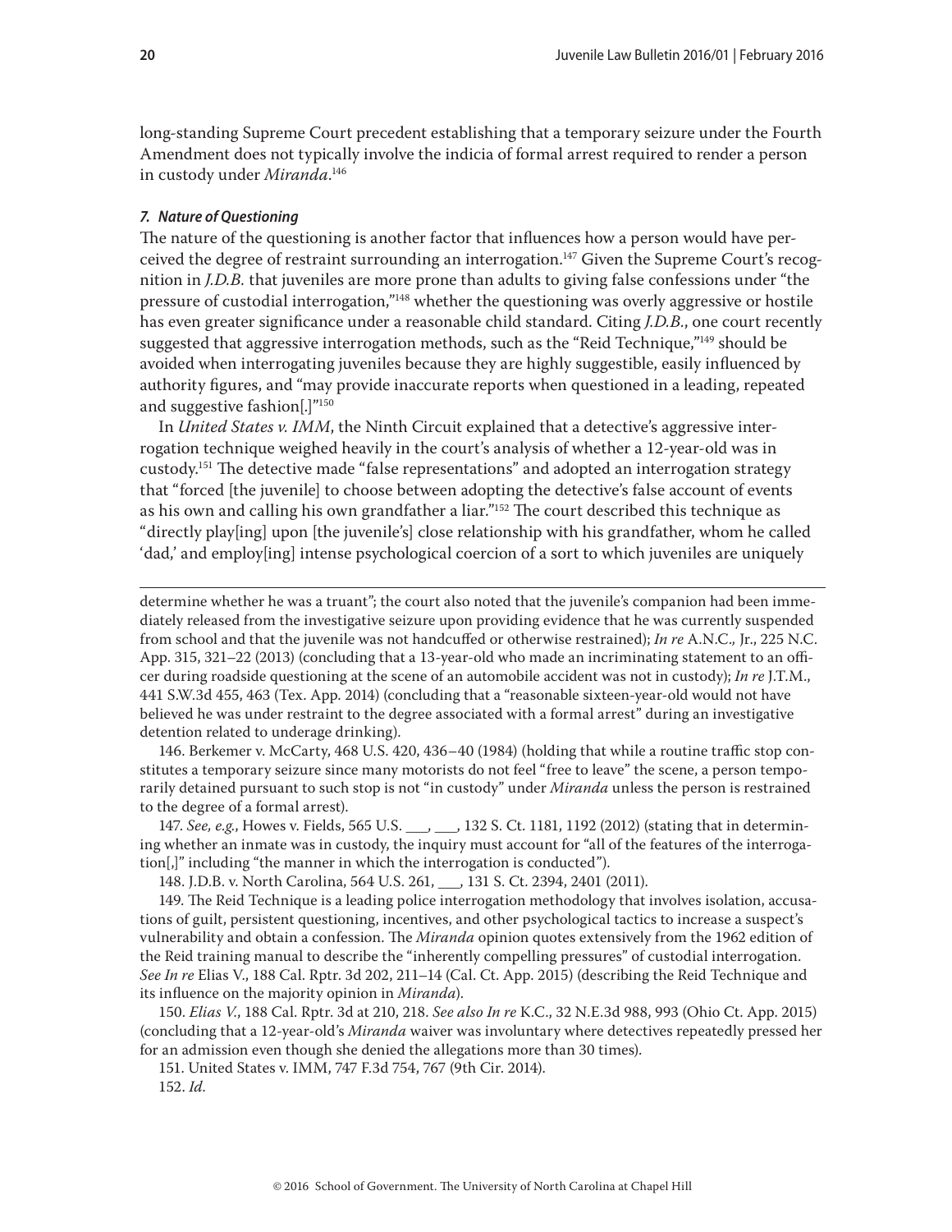long-standing Supreme Court precedent establishing that a temporary seizure under the Fourth Amendment does not typically involve the indicia of formal arrest required to render a person in custody under *Miranda*.[146]

#### *7. Nature of Questioning*

The nature of the questioning is another factor that influences how a person would have perceived the degree of restraint surrounding an interrogation.[147] Given the Supreme Court's recognition in *J.D.B.* that juveniles are more prone than adults to giving false confessions under "the pressure of custodial interrogation,"[148] whether the questioning was overly aggressive or hostile has even greater significance under a reasonable child standard. Citing *J.D.B.*, one court recently suggested that aggressive interrogation methods, such as the "Reid Technique,"[149] should be avoided when interrogating juveniles because they are highly suggestible, easily influenced by authority figures, and "may provide inaccurate reports when questioned in a leading, repeated and suggestive fashion[.]"[150]

In *United States v. IMM*, the Ninth Circuit explained that a detective's aggressive interrogation technique weighed heavily in the court's analysis of whether a 12-year-old was in custody.[151] The detective made "false representations" and adopted an interrogation strategy that "forced [the juvenile] to choose between adopting the detective's false account of events as his own and calling his own grandfather a liar."[152] The court described this technique as "directly play[ing] upon [the juvenile's] close relationship with his grandfather, whom he called 'dad,' and employ[ing] intense psychological coercion of a sort to which juveniles are uniquely

---

determine whether he was a truant"; the court also noted that the juvenile's companion had been immediately released from the investigative seizure upon providing evidence that he was currently suspended from school and that the juvenile was not handcuffed or otherwise restrained); *In re* A.N.C., Jr., 225 N.C. App. 315, 321–22 (2013) (concluding that a 13-year-old who made an incriminating statement to an officer during roadside questioning at the scene of an automobile accident was not in custody); *In re* J.T.M., 441 S.W.3d 455, 463 (Tex. App. 2014) (concluding that a "reasonable sixteen-year-old would not have believed he was under restraint to the degree associated with a formal arrest" during an investigative detention related to underage drinking).

146. Berkemer v. McCarty, 468 U.S. 420, 436–40 (1984) (holding that while a routine traffic stop constitutes a temporary seizure since many motorists do not feel "free to leave" the scene, a person temporarily detained pursuant to such stop is not "in custody" under *Miranda* unless the person is restrained to the degree of a formal arrest).

147. *See, e.g.*, Howes v. Fields, 565 U.S. ___, ___, 132 S. Ct. 1181, 1192 (2012) (stating that in determining whether an inmate was in custody, the inquiry must account for "all of the features of the interrogation[,]" including "the manner in which the interrogation is conducted").

148. J.D.B. v. North Carolina, 564 U.S. 261, ___, 131 S. Ct. 2394, 2401 (2011).

149. The Reid Technique is a leading police interrogation methodology that involves isolation, accusations of guilt, persistent questioning, incentives, and other psychological tactics to increase a suspect's vulnerability and obtain a confession. The *Miranda* opinion quotes extensively from the 1962 edition of the Reid training manual to describe the "inherently compelling pressures" of custodial interrogation. *See In re* Elias V., 188 Cal. Rptr. 3d 202, 211–14 (Cal. Ct. App. 2015) (describing the Reid Technique and its influence on the majority opinion in *Miranda*).

150. *Elias V.*, 188 Cal. Rptr. 3d at 210, 218. *See also In re* K.C., 32 N.E.3d 988, 993 (Ohio Ct. App. 2015) (concluding that a 12-year-old's *Miranda* waiver was involuntary where detectives repeatedly pressed her for an admission even though she denied the allegations more than 30 times).

151. United States v. IMM, 747 F.3d 754, 767 (9th Cir. 2014).

152. *Id.*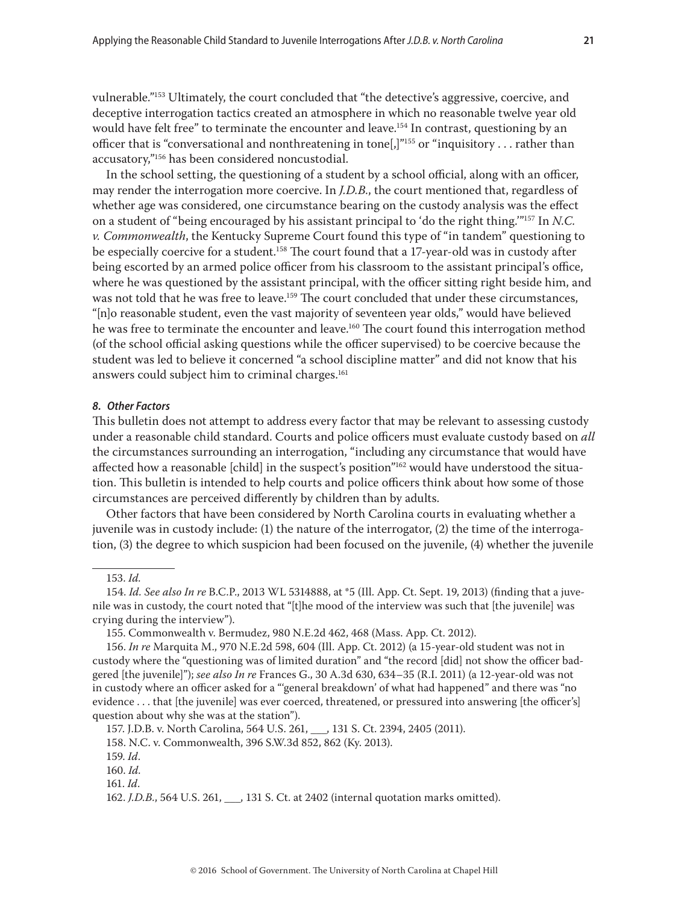vulnerable."[153] Ultimately, the court concluded that "the detective's aggressive, coercive, and deceptive interrogation tactics created an atmosphere in which no reasonable twelve year old would have felt free" to terminate the encounter and leave.[154] In contrast, questioning by an officer that is "conversational and nonthreatening in tone[,]"[155] or "inquisitory . . . rather than accusatory,"[156] has been considered noncustodial.

In the school setting, the questioning of a student by a school official, along with an officer, may render the interrogation more coercive. In *J.D.B.*, the court mentioned that, regardless of whether age was considered, one circumstance bearing on the custody analysis was the effect on a student of "being encouraged by his assistant principal to 'do the right thing.'"[157] In *N.C. v. Commonwealth*, the Kentucky Supreme Court found this type of "in tandem" questioning to be especially coercive for a student.[158] The court found that a 17-year-old was in custody after being escorted by an armed police officer from his classroom to the assistant principal's office, where he was questioned by the assistant principal, with the officer sitting right beside him, and was not told that he was free to leave.[159] The court concluded that under these circumstances, "[n]o reasonable student, even the vast majority of seventeen year olds," would have believed he was free to terminate the encounter and leave.[160] The court found this interrogation method (of the school official asking questions while the officer supervised) to be coercive because the student was led to believe it concerned "a school discipline matter" and did not know that his answers could subject him to criminal charges.[161]

#### *8. Other Factors*

This bulletin does not attempt to address every factor that may be relevant to assessing custody under a reasonable child standard. Courts and police officers must evaluate custody based on *all* the circumstances surrounding an interrogation, "including any circumstance that would have affected how a reasonable [child] in the suspect's position"[162] would have understood the situation. This bulletin is intended to help courts and police officers think about how some of those circumstances are perceived differently by children than by adults.

Other factors that have been considered by North Carolina courts in evaluating whether a juvenile was in custody include: (1) the nature of the interrogator, (2) the time of the interrogation, (3) the degree to which suspicion had been focused on the juvenile, (4) whether the juvenile

---

153. *Id.*

154. *Id. See also In re* B.C.P., 2013 WL 5314888, at *5 (Ill. App. Ct. Sept. 19, 2013) (finding that a juvenile was in custody, the court noted that "[t]he mood of the interview was such that [the juvenile] was crying during the interview").

155. Commonwealth v. Bermudez, 980 N.E.2d 462, 468 (Mass. App. Ct. 2012).

156. *In re* Marquita M., 970 N.E.2d 598, 604 (Ill. App. Ct. 2012) (a 15-year-old student was not in custody where the "questioning was of limited duration" and "the record [did] not show the officer badgered [the juvenile]"); *see also In re* Frances G., 30 A.3d 630, 634–35 (R.I. 2011) (a 12-year-old was not in custody where an officer asked for a "'general breakdown' of what had happened" and there was "no evidence . . . that [the juvenile] was ever coerced, threatened, or pressured into answering [the officer's] question about why she was at the station").

157. J.D.B. v. North Carolina, 564 U.S. 261, ___, 131 S. Ct. 2394, 2405 (2011).

158. N.C. v. Commonwealth, 396 S.W.3d 852, 862 (Ky. 2013).

159. *Id*.

160. *Id.*

161. *Id*.

162. *J.D.B.*, 564 U.S. 261, ___, 131 S. Ct. at 2402 (internal quotation marks omitted).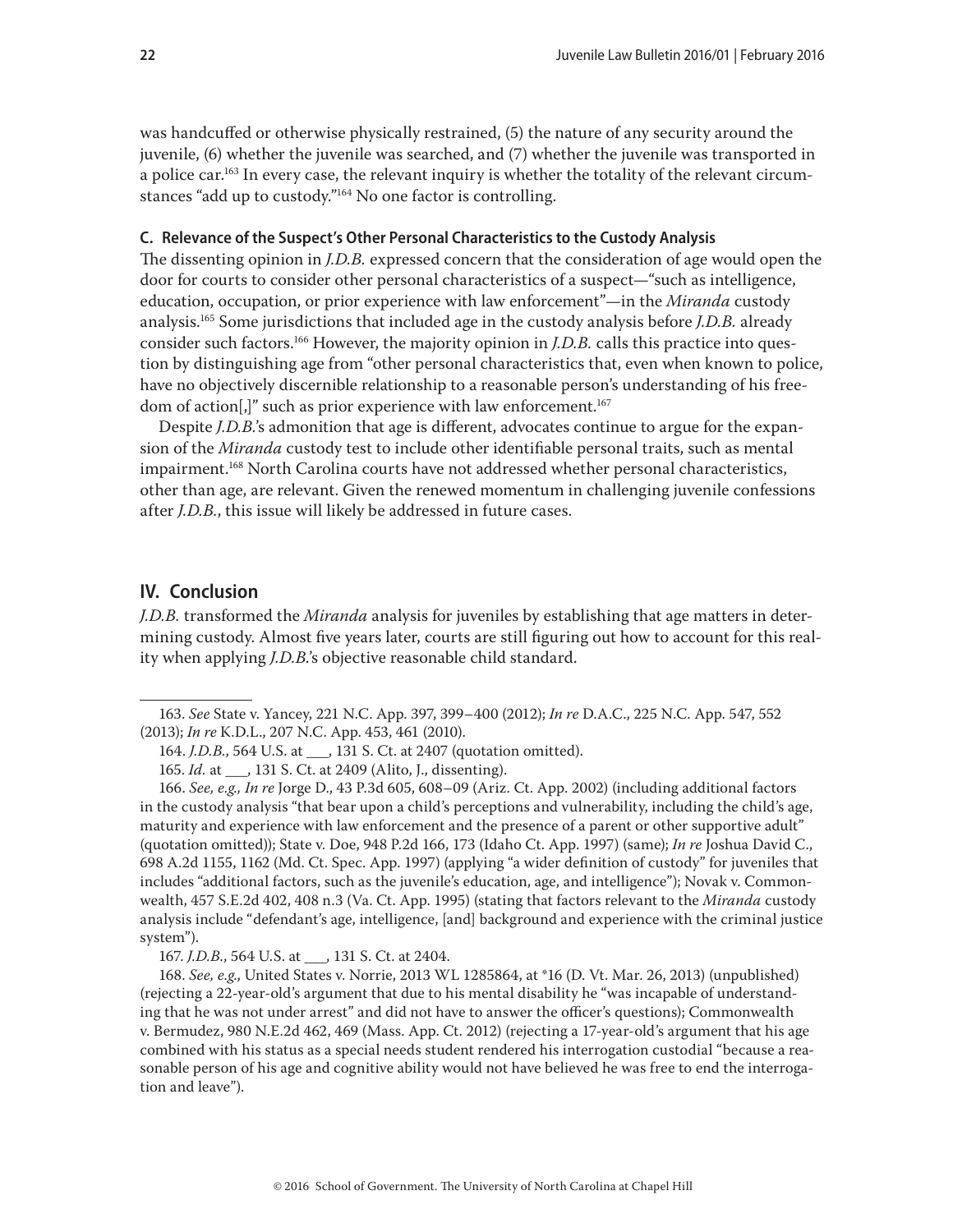was handcuffed or otherwise physically restrained, (5) the nature of any security around the juvenile, (6) whether the juvenile was searched, and (7) whether the juvenile was transported in a police car.[163] In every case, the relevant inquiry is whether the totality of the relevant circumstances "add up to custody."[164] No one factor is controlling.

### C. Relevance of the Suspect's Other Personal Characteristics to the Custody Analysis

The dissenting opinion in *J.D.B.* expressed concern that the consideration of age would open the door for courts to consider other personal characteristics of a suspect—"such as intelligence, education, occupation, or prior experience with law enforcement"—in the *Miranda* custody analysis.[165] Some jurisdictions that included age in the custody analysis before *J.D.B.* already consider such factors.[166] However, the majority opinion in *J.D.B.* calls this practice into question by distinguishing age from "other personal characteristics that, even when known to police, have no objectively discernible relationship to a reasonable person's understanding of his freedom of action[,]" such as prior experience with law enforcement.[167]

Despite *J.D.B.*'s admonition that age is different, advocates continue to argue for the expansion of the *Miranda* custody test to include other identifiable personal traits, such as mental impairment.[168] North Carolina courts have not addressed whether personal characteristics, other than age, are relevant. Given the renewed momentum in challenging juvenile confessions after *J.D.B.*, this issue will likely be addressed in future cases.

## IV. Conclusion

*J.D.B.* transformed the *Miranda* analysis for juveniles by establishing that age matters in determining custody. Almost five years later, courts are still figuring out how to account for this reality when applying *J.D.B.*'s objective reasonable child standard.

---

163. *See* State v. Yancey, 221 N.C. App. 397, 399–400 (2012); *In re* D.A.C., 225 N.C. App. 547, 552 (2013); *In re* K.D.L., 207 N.C. App. 453, 461 (2010).

164. *J.D.B.*, 564 U.S. at ___, 131 S. Ct. at 2407 (quotation omitted).

165. *Id.* at ___, 131 S. Ct. at 2409 (Alito, J., dissenting).

166. *See, e.g., In re* Jorge D., 43 P.3d 605, 608–09 (Ariz. Ct. App. 2002) (including additional factors in the custody analysis "that bear upon a child's perceptions and vulnerability, including the child's age, maturity and experience with law enforcement and the presence of a parent or other supportive adult" (quotation omitted)); State v. Doe, 948 P.2d 166, 173 (Idaho Ct. App. 1997) (same); *In re* Joshua David C., 698 A.2d 1155, 1162 (Md. Ct. Spec. App. 1997) (applying "a wider definition of custody" for juveniles that includes "additional factors, such as the juvenile's education, age, and intelligence"); Novak v. Commonwealth, 457 S.E.2d 402, 408 n.3 (Va. Ct. App. 1995) (stating that factors relevant to the *Miranda* custody analysis include "defendant's age, intelligence, [and] background and experience with the criminal justice system").

167. *J.D.B.*, 564 U.S. at ___, 131 S. Ct. at 2404.

168. *See, e.g.,* United States v. Norrie, 2013 WL 1285864, at *16 (D. Vt. Mar. 26, 2013) (unpublished) (rejecting a 22-year-old's argument that due to his mental disability he "was incapable of understanding that he was not under arrest" and did not have to answer the officer's questions); Commonwealth v. Bermudez, 980 N.E.2d 462, 469 (Mass. App. Ct. 2012) (rejecting a 17-year-old's argument that his age combined with his status as a special needs student rendered his interrogation custodial "because a reasonable person of his age and cognitive ability would not have believed he was free to end the interrogation and leave").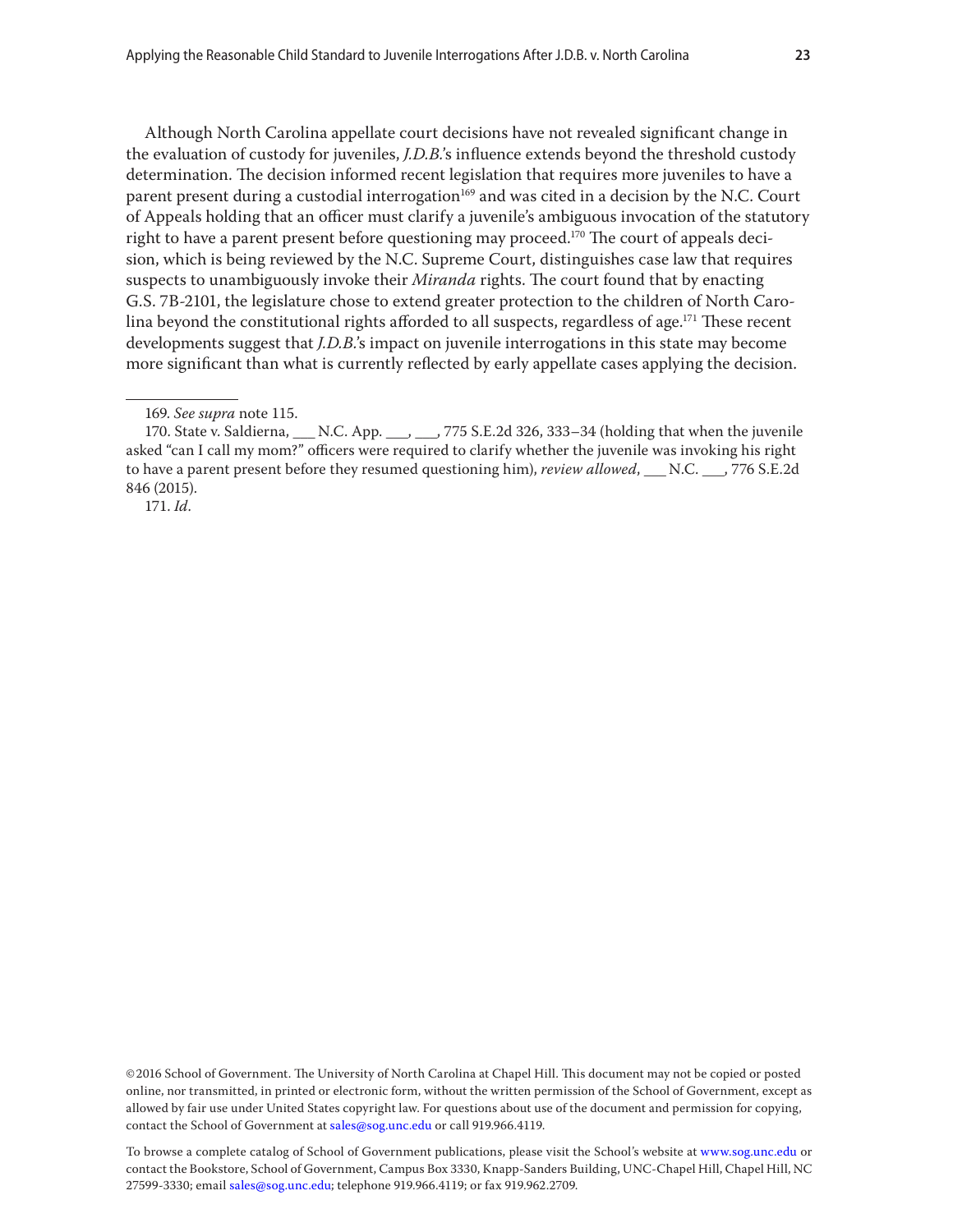Although North Carolina appellate court decisions have not revealed significant change in the evaluation of custody for juveniles, *J.D.B.*'s influence extends beyond the threshold custody determination. The decision informed recent legislation that requires more juveniles to have a parent present during a custodial interrogation[169] and was cited in a decision by the N.C. Court of Appeals holding that an officer must clarify a juvenile's ambiguous invocation of the statutory right to have a parent present before questioning may proceed.[170] The court of appeals decision, which is being reviewed by the N.C. Supreme Court, distinguishes case law that requires suspects to unambiguously invoke their *Miranda* rights. The court found that by enacting G.S. 7B-2101, the legislature chose to extend greater protection to the children of North Carolina beyond the constitutional rights afforded to all suspects, regardless of age.[171] These recent developments suggest that *J.D.B.*'s impact on juvenile interrogations in this state may become more significant than what is currently reflected by early appellate cases applying the decision.

---

169. *See supra* note 115.

170. State v. Saldierna, ___ N.C. App. ___, ___, 775 S.E.2d 326, 333–34 (holding that when the juvenile asked "can I call my mom?" officers were required to clarify whether the juvenile was invoking his right to have a parent present before they resumed questioning him), *review allowed*, ___ N.C. ___, 776 S.E.2d 846 (2015).

171. *Id.*

©2016 School of Government. The University of North Carolina at Chapel Hill. This document may not be copied or posted online, nor transmitted, in printed or electronic form, without the written permission of the School of Government, except as allowed by fair use under United States copyright law. For questions about use of the document and permission for copying, contact the School of Government at sales@sog.unc.edu or call 919.966.4119.

To browse a complete catalog of School of Government publications, please visit the School's website at www.sog.unc.edu or contact the Bookstore, School of Government, Campus Box 3330, Knapp-Sanders Building, UNC-Chapel Hill, Chapel Hill, NC 27599-3330; email sales@sog.unc.edu; telephone 919.966.4119; or fax 919.962.2709.